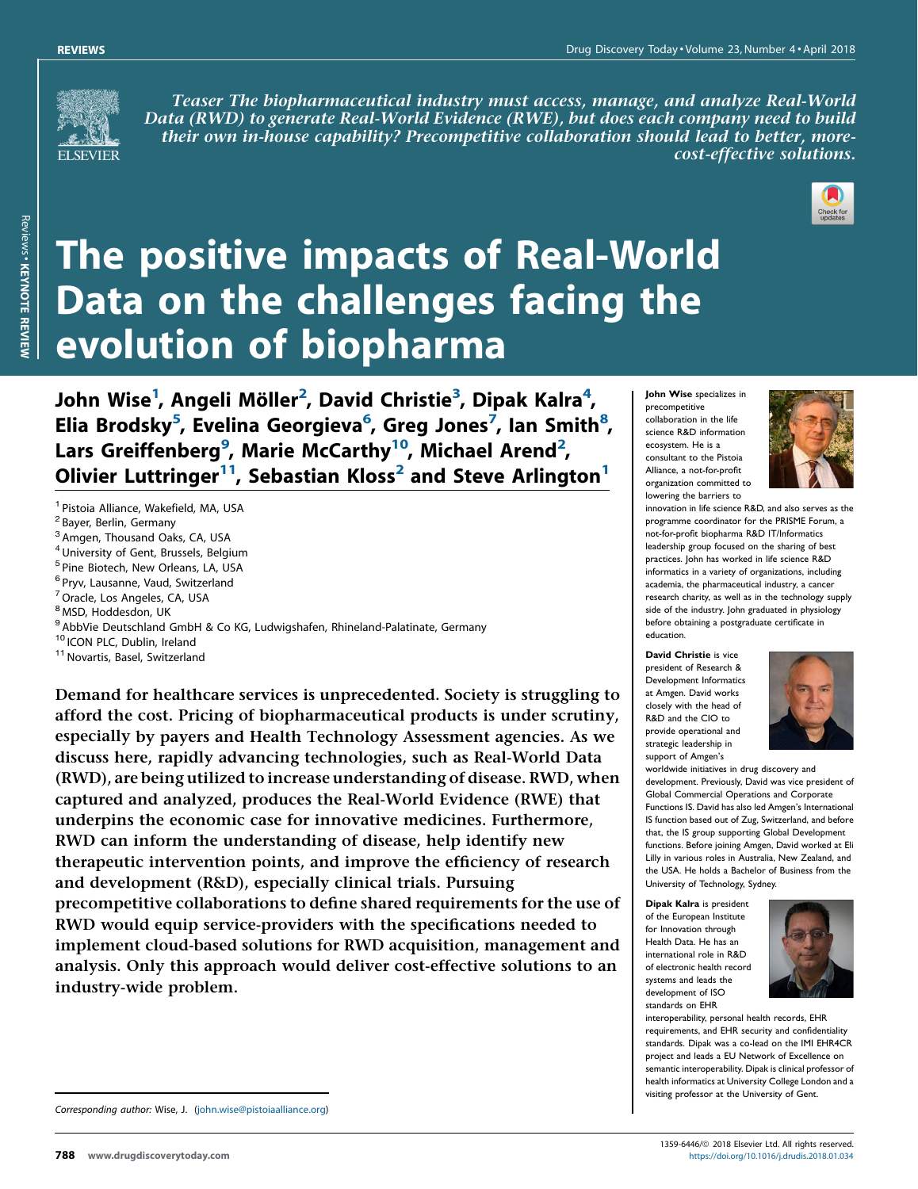*Teaser The biopharmaceutical industry must access, manage, and analyze Real-World Data (RWD) to generate Real-World Evidence (RWE), but does each company need to build their own in-house capability? Precompetitive collaboration should lead to better, more-cost-effective solutions.*

# The positive impacts of Real-World Data on the challenges facing the evolution of biopharma

**John Wise[1], Angeli Möller[2], David Christie[3], Dipak Kalra[4], Elia Brodsky[5], Evelina Georgieva[6], Greg Jones[7], Ian Smith[8], Lars Greiffenberg[9], Marie McCarthy[10], Michael Arend[2], Olivier Luttringer[11], Sebastian Kloss[2] and Steve Arlington[1]**

[1] Pistoia Alliance, Wakefield, MA, USA
[2] Bayer, Berlin, Germany
[3] Amgen, Thousand Oaks, CA, USA
[4] University of Gent, Brussels, Belgium
[5] Pine Biotech, New Orleans, LA, USA
[6] Pryv, Lausanne, Vaud, Switzerland
[7] Oracle, Los Angeles, CA, USA
[8] MSD, Hoddesdon, UK
[9] AbbVie Deutschland GmbH & Co KG, Ludwigshafen, Rhineland-Palatinate, Germany
[10] ICON PLC, Dublin, Ireland
[11] Novartis, Basel, Switzerland

**Demand for healthcare services is unprecedented. Society is struggling to afford the cost. Pricing of biopharmaceutical products is under scrutiny, especially by payers and Health Technology Assessment agencies. As we discuss here, rapidly advancing technologies, such as Real-World Data (RWD), are being utilized to increase understanding of disease. RWD, when captured and analyzed, produces the Real-World Evidence (RWE) that underpins the economic case for innovative medicines. Furthermore, RWD can inform the understanding of disease, help identify new therapeutic intervention points, and improve the efficiency of research and development (R&D), especially clinical trials. Pursuing precompetitive collaborations to define shared requirements for the use of RWD would equip service-providers with the specifications needed to implement cloud-based solutions for RWD acquisition, management and analysis. Only this approach would deliver cost-effective solutions to an industry-wide problem.**

**John Wise** specializes in precompetitive collaboration in the life science R&D information ecosystem. He is a consultant to the Pistoia Alliance, a not-for-profit organization committed to lowering the barriers to innovation in life science R&D, and also serves as the programme coordinator for the PRISME Forum, a not-for-profit biopharma R&D IT/Informatics leadership group focused on the sharing of best practices. John has worked in life science R&D informatics in a variety of organizations, including academia, the pharmaceutical industry, a cancer research charity, as well as in the technology supply side of the industry. John graduated in physiology before obtaining a postgraduate certificate in education.

**David Christie** is vice president of Research & Development Informatics at Amgen. David works closely with the head of R&D and the CIO to provide operational and strategic leadership in support of Amgen's worldwide initiatives in drug discovery and development. Previously, David was vice president of Global Commercial Operations and Corporate Functions IS. David has also led Amgen's International IS function based out of Zug, Switzerland, and before that, the IS group supporting Global Development functions. Before joining Amgen, David worked at Eli Lilly in various roles in Australia, New Zealand, and the USA. He holds a Bachelor of Business from the University of Technology, Sydney.

**Dipak Kalra** is president of the European Institute for Innovation through Health Data. He has an international role in R&D of electronic health record systems and leads the development of ISO standards on EHR interoperability, personal health records, EHR requirements, and EHR security and confidentiality standards. Dipak was a co-lead on the IMI EHR4CR project and leads a EU Network of Excellence on semantic interoperability. Dipak is clinical professor of health informatics at University College London and a visiting professor at the University of Gent.

*Corresponding author:* Wise, J. (john.wise@pistoiaalliance.org)

1359-6446/© 2018 Elsevier Ltd. All rights reserved.
https://doi.org/10.1016/j.drudis.2018.01.034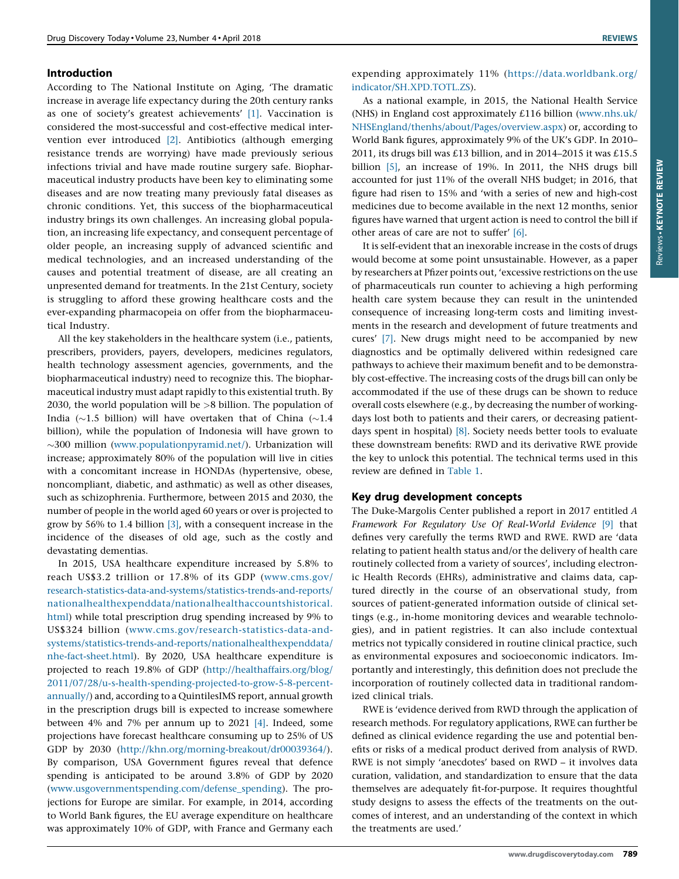## Introduction

According to The National Institute on Aging, 'The dramatic increase in average life expectancy during the 20th century ranks as one of society's greatest achievements' [1]. Vaccination is considered the most-successful and cost-effective medical intervention ever introduced [2]. Antibiotics (although emerging resistance trends are worrying) have made previously serious infections trivial and have made routine surgery safe. Biopharmaceutical industry products have been key to eliminating some diseases and are now treating many previously fatal diseases as chronic conditions. Yet, this success of the biopharmaceutical industry brings its own challenges. An increasing global population, an increasing life expectancy, and consequent percentage of older people, an increasing supply of advanced scientific and medical technologies, and an increased understanding of the causes and potential treatment of disease, are all creating an unpresented demand for treatments. In the 21st Century, society is struggling to afford these growing healthcare costs and the ever-expanding pharmacopeia on offer from the biopharmaceutical Industry.

All the key stakeholders in the healthcare system (i.e., patients, prescribers, providers, payers, developers, medicines regulators, health technology assessment agencies, governments, and the biopharmaceutical industry) need to recognize this. The biopharmaceutical industry must adapt rapidly to this existential truth. By 2030, the world population will be >8 billion. The population of India (~1.5 billion) will have overtaken that of China (~1.4 billion), while the population of Indonesia will have grown to ~300 million (www.populationpyramid.net/). Urbanization will increase; approximately 80% of the population will live in cities with a concomitant increase in HONDAs (hypertensive, obese, noncompliant, diabetic, and asthmatic) as well as other diseases, such as schizophrenia. Furthermore, between 2015 and 2030, the number of people in the world aged 60 years or over is projected to grow by 56% to 1.4 billion [3], with a consequent increase in the incidence of the diseases of old age, such as the costly and devastating dementias.

In 2015, USA healthcare expenditure increased by 5.8% to reach US$3.2 trillion or 17.8% of its GDP (www.cms.gov/research-statistics-data-and-systems/statistics-trends-and-reports/nationalhealthexpenddata/nationalhealthaccountshistorical.html) while total prescription drug spending increased by 9% to US$324 billion (www.cms.gov/research-statistics-data-and-systems/statistics-trends-and-reports/nationalhealthexpenddata/nhe-fact-sheet.html). By 2020, USA healthcare expenditure is projected to reach 19.8% of GDP (http://healthaffairs.org/blog/2011/07/28/u-s-health-spending-projected-to-grow-5-8-percent-annually/) and, according to a QuintilesIMS report, annual growth in the prescription drugs market is expected to increase somewhere between 4% and 7% per annum up to 2021 [4]. Indeed, some projections have forecast healthcare consuming up to 25% of US GDP by 2030 (http://khn.org/morning-breakout/dr00039364/). By comparison, USA Government figures reveal that defence spending is anticipated to be around 3.8% of GDP by 2020 (www.usgovernmentspending.com/defense_spending). The projections for Europe are similar. For example, in 2014, according to World Bank figures, the EU average expenditure on healthcare was approximately 10% of GDP, with France and Germany each expending approximately 11% (https://data.worldbank.org/indicator/SH.XPD.TOTL.ZS).

As a national example, in 2015, the National Health Service (NHS) in England cost approximately £116 billion (www.nhs.uk/NHSEngland/thenhs/about/Pages/overview.aspx) or, according to World Bank figures, approximately 9% of the UK's GDP. In 2010–2011, its drugs bill was £13 billion, and in 2014–2015 it was £15.5 billion [5], an increase of 19%. In 2011, the NHS drugs bill accounted for just 11% of the overall NHS budget; in 2016, that figure had risen to 15% and 'with a series of new and high-cost medicines due to become available in the next 12 months, senior figures have warned that urgent action is need to control the bill if other areas of care are not to suffer' [6].

It is self-evident that an inexorable increase in the costs of drugs would become at some point unsustainable. However, as a paper by researchers at Pfizer points out, 'excessive restrictions on the use of pharmaceuticals run counter to achieving a high performing health care system because they can result in the unintended consequence of increasing long-term costs and limiting investments in the research and development of future treatments and cures' [7]. New drugs might need to be accompanied by new diagnostics and be optimally delivered within redesigned care pathways to achieve their maximum benefit and to be demonstrably cost-effective. The increasing costs of the drugs bill can only be accommodated if the use of these drugs can be shown to reduce overall costs elsewhere (e.g., by decreasing the number of working-days lost both to patients and their carers, or decreasing patient-days spent in hospital) [8]. Society needs better tools to evaluate these downstream benefits: RWD and its derivative RWE provide the key to unlock this potential. The technical terms used in this review are defined in Table 1.

## Key drug development concepts

The Duke-Margolis Center published a report in 2017 entitled *A Framework For Regulatory Use Of Real-World Evidence* [9] that defines very carefully the terms RWD and RWE. RWD are 'data relating to patient health status and/or the delivery of health care routinely collected from a variety of sources', including electronic Health Records (EHRs), administrative and claims data, captured directly in the course of an observational study, from sources of patient-generated information outside of clinical settings (e.g., in-home monitoring devices and wearable technologies), and in patient registries. It can also include contextual metrics not typically considered in routine clinical practice, such as environmental exposures and socioeconomic indicators. Importantly and interestingly, this definition does not preclude the incorporation of routinely collected data in traditional randomized clinical trials.

RWE is 'evidence derived from RWD through the application of research methods. For regulatory applications, RWE can further be defined as clinical evidence regarding the use and potential benefits or risks of a medical product derived from analysis of RWD. RWE is not simply 'anecdotes' based on RWD – it involves data curation, validation, and standardization to ensure that the data themselves are adequately fit-for-purpose. It requires thoughtful study designs to assess the effects of the treatments on the outcomes of interest, and an understanding of the context in which the treatments are used.'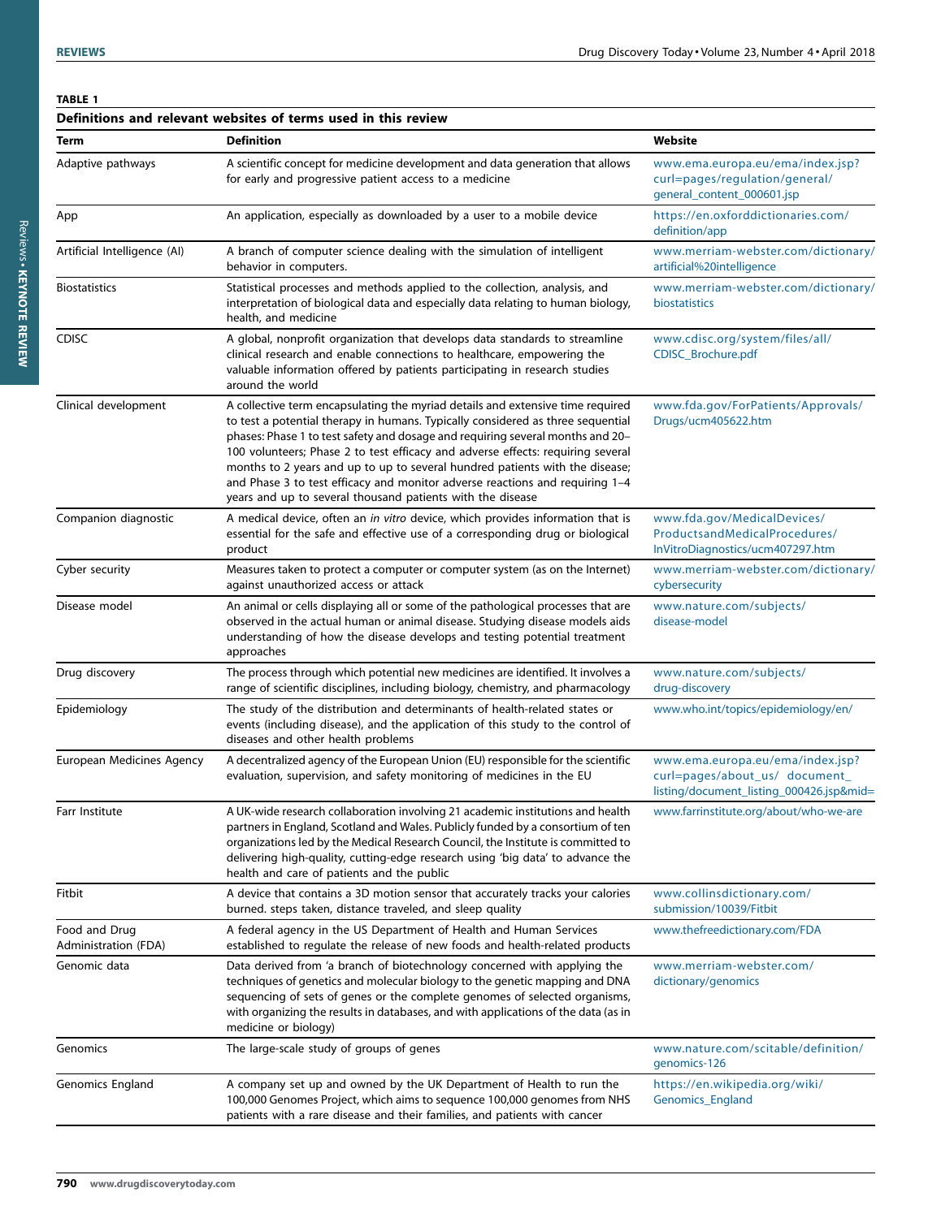**TABLE 1**

**Definitions and relevant websites of terms used in this review**

| Term | Definition | Website |
|---|---|---|
| Adaptive pathways | A scientific concept for medicine development and data generation that allows for early and progressive patient access to a medicine | www.ema.europa.eu/ema/index.jsp?curl=pages/regulation/general/general_content_000601.jsp |
| App | An application, especially as downloaded by a user to a mobile device | https://en.oxforddictionaries.com/definition/app |
| Artificial Intelligence (AI) | A branch of computer science dealing with the simulation of intelligent behavior in computers. | www.merriam-webster.com/dictionary/artificial%20intelligence |
| Biostatistics | Statistical processes and methods applied to the collection, analysis, and interpretation of biological data and especially data relating to human biology, health, and medicine | www.merriam-webster.com/dictionary/biostatistics |
| CDISC | A global, nonprofit organization that develops data standards to streamline clinical research and enable connections to healthcare, empowering the valuable information offered by patients participating in research studies around the world | www.cdisc.org/system/files/all/CDISC_Brochure.pdf |
| Clinical development | A collective term encapsulating the myriad details and extensive time required to test a potential therapy in humans. Typically considered as three sequential phases: Phase 1 to test safety and dosage and requiring several months and 20–100 volunteers; Phase 2 to test efficacy and adverse effects: requiring several months to 2 years and up to up to several hundred patients with the disease; and Phase 3 to test efficacy and monitor adverse reactions and requiring 1–4 years and up to several thousand patients with the disease | www.fda.gov/ForPatients/Approvals/Drugs/ucm405622.htm |
| Companion diagnostic | A medical device, often an *in vitro* device, which provides information that is essential for the safe and effective use of a corresponding drug or biological product | www.fda.gov/MedicalDevices/ProductsandMedicalProcedures/InVitroDiagnostics/ucm407297.htm |
| Cyber security | Measures taken to protect a computer or computer system (as on the Internet) against unauthorized access or attack | www.merriam-webster.com/dictionary/cybersecurity |
| Disease model | An animal or cells displaying all or some of the pathological processes that are observed in the actual human or animal disease. Studying disease models aids understanding of how the disease develops and testing potential treatment approaches | www.nature.com/subjects/disease-model |
| Drug discovery | The process through which potential new medicines are identified. It involves a range of scientific disciplines, including biology, chemistry, and pharmacology | www.nature.com/subjects/drug-discovery |
| Epidemiology | The study of the distribution and determinants of health-related states or events (including disease), and the application of this study to the control of diseases and other health problems | www.who.int/topics/epidemiology/en/ |
| European Medicines Agency | A decentralized agency of the European Union (EU) responsible for the scientific evaluation, supervision, and safety monitoring of medicines in the EU | www.ema.europa.eu/ema/index.jsp?curl=pages/about_us/ document_listing/document_listing_000426.jsp&mid= |
| Farr Institute | A UK-wide research collaboration involving 21 academic institutions and health partners in England, Scotland and Wales. Publicly funded by a consortium of ten organizations led by the Medical Research Council, the Institute is committed to delivering high-quality, cutting-edge research using 'big data' to advance the health and care of patients and the public | www.farrinstitute.org/about/who-we-are |
| Fitbit | A device that contains a 3D motion sensor that accurately tracks your calories burned. steps taken, distance traveled, and sleep quality | www.collinsdictionary.com/submission/10039/Fitbit |
| Food and Drug Administration (FDA) | A federal agency in the US Department of Health and Human Services established to regulate the release of new foods and health-related products | www.thefreedictionary.com/FDA |
| Genomic data | Data derived from 'a branch of biotechnology concerned with applying the techniques of genetics and molecular biology to the genetic mapping and DNA sequencing of sets of genes or the complete genomes of selected organisms, with organizing the results in databases, and with applications of the data (as in medicine or biology) | www.merriam-webster.com/dictionary/genomics |
| Genomics | The large-scale study of groups of genes | www.nature.com/scitable/definition/genomics-126 |
| Genomics England | A company set up and owned by the UK Department of Health to run the 100,000 Genomes Project, which aims to sequence 100,000 genomes from NHS patients with a rare disease and their families, and patients with cancer | https://en.wikipedia.org/wiki/Genomics_England |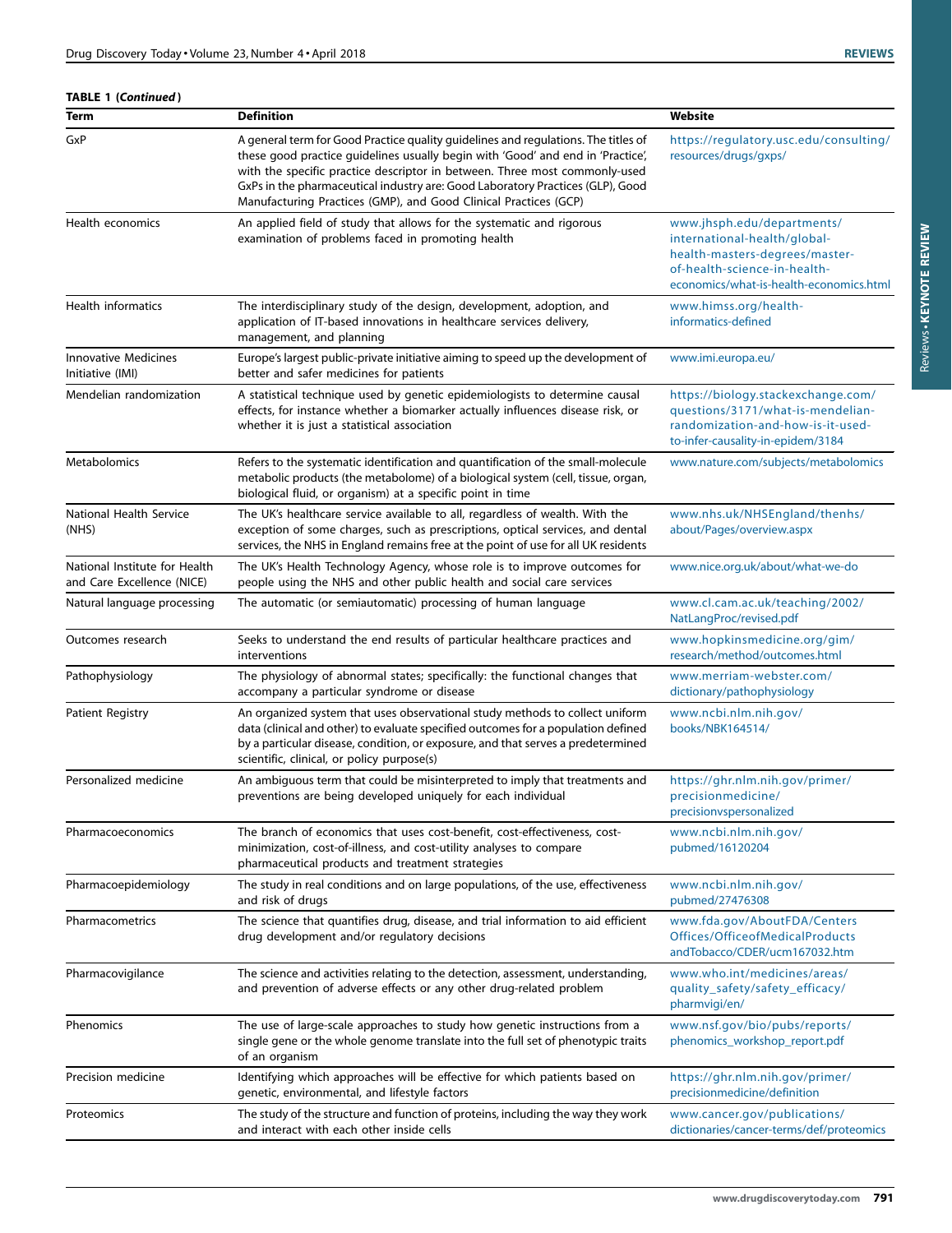**TABLE 1 (*Continued*)**

| Term | Definition | Website |
|---|---|---|
| GxP | A general term for Good Practice quality guidelines and regulations. The titles of these good practice guidelines usually begin with 'Good' and end in 'Practice', with the specific practice descriptor in between. Three most commonly-used GxPs in the pharmaceutical industry are: Good Laboratory Practices (GLP), Good Manufacturing Practices (GMP), and Good Clinical Practices (GCP) | https://regulatory.usc.edu/consulting/resources/drugs/gxps/ |
| Health economics | An applied field of study that allows for the systematic and rigorous examination of problems faced in promoting health | www.jhsph.edu/departments/international-health/global-health-masters-degrees/master-of-health-science-in-health-economics/what-is-health-economics.html |
| Health informatics | The interdisciplinary study of the design, development, adoption, and application of IT-based innovations in healthcare services delivery, management, and planning | www.himss.org/health-informatics-defined |
| Innovative Medicines Initiative (IMI) | Europe's largest public-private initiative aiming to speed up the development of better and safer medicines for patients | www.imi.europa.eu/ |
| Mendelian randomization | A statistical technique used by genetic epidemiologists to determine causal effects, for instance whether a biomarker actually influences disease risk, or whether it is just a statistical association | https://biology.stackexchange.com/questions/3171/what-is-mendelian-randomization-and-how-is-it-used-to-infer-causality-in-epidem/3184 |
| Metabolomics | Refers to the systematic identification and quantification of the small-molecule metabolic products (the metabolome) of a biological system (cell, tissue, organ, biological fluid, or organism) at a specific point in time | www.nature.com/subjects/metabolomics |
| National Health Service (NHS) | The UK's healthcare service available to all, regardless of wealth. With the exception of some charges, such as prescriptions, optical services, and dental services, the NHS in England remains free at the point of use for all UK residents | www.nhs.uk/NHSEngland/thenhs/about/Pages/overview.aspx |
| National Institute for Health and Care Excellence (NICE) | The UK's Health Technology Agency, whose role is to improve outcomes for people using the NHS and other public health and social care services | www.nice.org.uk/about/what-we-do |
| Natural language processing | The automatic (or semiautomatic) processing of human language | www.cl.cam.ac.uk/teaching/2002/NatLangProc/revised.pdf |
| Outcomes research | Seeks to understand the end results of particular healthcare practices and interventions | www.hopkinsmedicine.org/gim/research/method/outcomes.html |
| Pathophysiology | The physiology of abnormal states; specifically: the functional changes that accompany a particular syndrome or disease | www.merriam-webster.com/dictionary/pathophysiology |
| Patient Registry | An organized system that uses observational study methods to collect uniform data (clinical and other) to evaluate specified outcomes for a population defined by a particular disease, condition, or exposure, and that serves a predetermined scientific, clinical, or policy purpose(s) | www.ncbi.nlm.nih.gov/books/NBK164514/ |
| Personalized medicine | An ambiguous term that could be misinterpreted to imply that treatments and preventions are being developed uniquely for each individual | https://ghr.nlm.nih.gov/primer/precisionmedicine/precisionvspersonalized |
| Pharmacoeconomics | The branch of economics that uses cost-benefit, cost-effectiveness, cost-minimization, cost-of-illness, and cost-utility analyses to compare pharmaceutical products and treatment strategies | www.ncbi.nlm.nih.gov/pubmed/16120204 |
| Pharmacoepidemiology | The study in real conditions and on large populations, of the use, effectiveness and risk of drugs | www.ncbi.nlm.nih.gov/pubmed/27476308 |
| Pharmacometrics | The science that quantifies drug, disease, and trial information to aid efficient drug development and/or regulatory decisions | www.fda.gov/AboutFDA/CentersOffices/OfficeofMedicalProductsandTobacco/CDER/ucm167032.htm |
| Pharmacovigilance | The science and activities relating to the detection, assessment, understanding, and prevention of adverse effects or any other drug-related problem | www.who.int/medicines/areas/quality_safety/safety_efficacy/pharmvigi/en/ |
| Phenomics | The use of large-scale approaches to study how genetic instructions from a single gene or the whole genome translate into the full set of phenotypic traits of an organism | www.nsf.gov/bio/pubs/reports/phenomics_workshop_report.pdf |
| Precision medicine | Identifying which approaches will be effective for which patients based on genetic, environmental, and lifestyle factors | https://ghr.nlm.nih.gov/primer/precisionmedicine/definition |
| Proteomics | The study of the structure and function of proteins, including the way they work and interact with each other inside cells | www.cancer.gov/publications/dictionaries/cancer-terms/def/proteomics |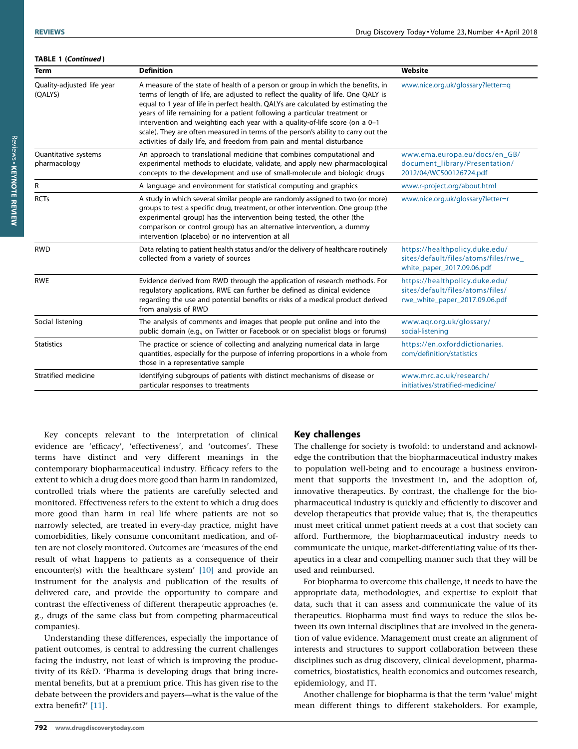**TABLE 1 (*Continued*)**

| Term | Definition | Website |
| --- | --- | --- |
| Quality-adjusted life year (QALYS) | A measure of the state of health of a person or group in which the benefits, in terms of length of life, are adjusted to reflect the quality of life. One QALY is equal to 1 year of life in perfect health. QALYs are calculated by estimating the years of life remaining for a patient following a particular treatment or intervention and weighting each year with a quality-of-life score (on a 0–1 scale). They are often measured in terms of the person's ability to carry out the activities of daily life, and freedom from pain and mental disturbance | www.nice.org.uk/glossary?letter=q |
| Quantitative systems pharmacology | An approach to translational medicine that combines computational and experimental methods to elucidate, validate, and apply new pharmacological concepts to the development and use of small-molecule and biologic drugs | www.ema.europa.eu/docs/en_GB/document_library/Presentation/2012/04/WC500126724.pdf |
| R | A language and environment for statistical computing and graphics | www.r-project.org/about.html |
| RCTs | A study in which several similar people are randomly assigned to two (or more) groups to test a specific drug, treatment, or other intervention. One group (the experimental group) has the intervention being tested, the other (the comparison or control group) has an alternative intervention, a dummy intervention (placebo) or no intervention at all | www.nice.org.uk/glossary?letter=r |
| RWD | Data relating to patient health status and/or the delivery of healthcare routinely collected from a variety of sources | https://healthpolicy.duke.edu/sites/default/files/atoms/files/rwe_white_paper_2017.09.06.pdf |
| RWE | Evidence derived from RWD through the application of research methods. For regulatory applications, RWE can further be defined as clinical evidence regarding the use and potential benefits or risks of a medical product derived from analysis of RWD | https://healthpolicy.duke.edu/sites/default/files/atoms/files/rwe_white_paper_2017.09.06.pdf |
| Social listening | The analysis of comments and images that people put online and into the public domain (e.g., on Twitter or Facebook or on specialist blogs or forums) | www.aqr.org.uk/glossary/social-listening |
| Statistics | The practice or science of collecting and analyzing numerical data in large quantities, especially for the purpose of inferring proportions in a whole from those in a representative sample | https://en.oxforddictionaries.com/definition/statistics |
| Stratified medicine | Identifying subgroups of patients with distinct mechanisms of disease or particular responses to treatments | www.mrc.ac.uk/research/initiatives/stratified-medicine/ |

Key concepts relevant to the interpretation of clinical evidence are 'efficacy', 'effectiveness', and 'outcomes'. These terms have distinct and very different meanings in the contemporary biopharmaceutical industry. Efficacy refers to the extent to which a drug does more good than harm in randomized, controlled trials where the patients are carefully selected and monitored. Effectiveness refers to the extent to which a drug does more good than harm in real life where patients are not so narrowly selected, are treated in every-day practice, might have comorbidities, likely consume concomitant medication, and often are not closely monitored. Outcomes are 'measures of the end result of what happens to patients as a consequence of their encounter(s) with the healthcare system' [10] and provide an instrument for the analysis and publication of the results of delivered care, and provide the opportunity to compare and contrast the effectiveness of different therapeutic approaches (e.g., drugs of the same class but from competing pharmaceutical companies).

Understanding these differences, especially the importance of patient outcomes, is central to addressing the current challenges facing the industry, not least of which is improving the productivity of its R&D. 'Pharma is developing drugs that bring incremental benefits, but at a premium price. This has given rise to the debate between the providers and payers—what is the value of the extra benefit?' [11].

## Key challenges

The challenge for society is twofold: to understand and acknowledge the contribution that the biopharmaceutical industry makes to population well-being and to encourage a business environment that supports the investment in, and the adoption of, innovative therapeutics. By contrast, the challenge for the biopharmaceutical industry is quickly and efficiently to discover and develop therapeutics that provide value; that is, the therapeutics must meet critical unmet patient needs at a cost that society can afford. Furthermore, the biopharmaceutical industry needs to communicate the unique, market-differentiating value of its therapeutics in a clear and compelling manner such that they will be used and reimbursed.

For biopharma to overcome this challenge, it needs to have the appropriate data, methodologies, and expertise to exploit that data, such that it can assess and communicate the value of its therapeutics. Biopharma must find ways to reduce the silos between its own internal disciplines that are involved in the generation of value evidence. Management must create an alignment of interests and structures to support collaboration between these disciplines such as drug discovery, clinical development, pharmacometrics, biostatistics, health economics and outcomes research, epidemiology, and IT.

Another challenge for biopharma is that the term 'value' might mean different things to different stakeholders. For example,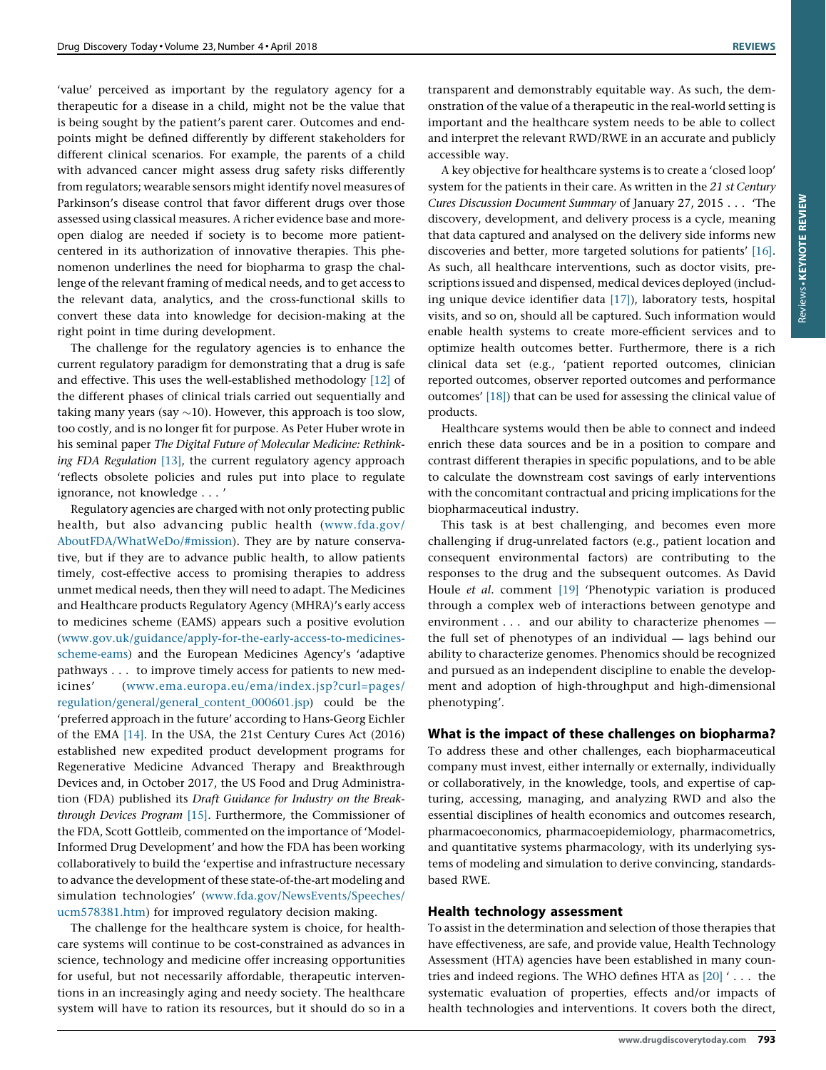'value' perceived as important by the regulatory agency for a therapeutic for a disease in a child, might not be the value that is being sought by the patient's parent carer. Outcomes and endpoints might be defined differently by different stakeholders for different clinical scenarios. For example, the parents of a child with advanced cancer might assess drug safety risks differently from regulators; wearable sensors might identify novel measures of Parkinson's disease control that favor different drugs over those assessed using classical measures. A richer evidence base and more-open dialog are needed if society is to become more patient-centered in its authorization of innovative therapies. This phenomenon underlines the need for biopharma to grasp the challenge of the relevant framing of medical needs, and to get access to the relevant data, analytics, and the cross-functional skills to convert these data into knowledge for decision-making at the right point in time during development.

The challenge for the regulatory agencies is to enhance the current regulatory paradigm for demonstrating that a drug is safe and effective. This uses the well-established methodology [12] of the different phases of clinical trials carried out sequentially and taking many years (say ~10). However, this approach is too slow, too costly, and is no longer fit for purpose. As Peter Huber wrote in his seminal paper *The Digital Future of Molecular Medicine: Rethinking FDA Regulation* [13], the current regulatory agency approach 'reflects obsolete policies and rules put into place to regulate ignorance, not knowledge . . . '

Regulatory agencies are charged with not only protecting public health, but also advancing public health (www.fda.gov/AboutFDA/WhatWeDo/#mission). They are by nature conservative, but if they are to advance public health, to allow patients timely, cost-effective access to promising therapies to address unmet medical needs, then they will need to adapt. The Medicines and Healthcare products Regulatory Agency (MHRA)'s early access to medicines scheme (EAMS) appears such a positive evolution (www.gov.uk/guidance/apply-for-the-early-access-to-medicines-scheme-eams) and the European Medicines Agency's 'adaptive pathways . . . to improve timely access for patients to new medicines' (www.ema.europa.eu/ema/index.jsp?curl=pages/regulation/general/general_content_000601.jsp) could be the 'preferred approach in the future' according to Hans-Georg Eichler of the EMA [14]. In the USA, the 21st Century Cures Act (2016) established new expedited product development programs for Regenerative Medicine Advanced Therapy and Breakthrough Devices and, in October 2017, the US Food and Drug Administration (FDA) published its *Draft Guidance for Industry on the Breakthrough Devices Program* [15]. Furthermore, the Commissioner of the FDA, Scott Gottleib, commented on the importance of 'Model-Informed Drug Development' and how the FDA has been working collaboratively to build the 'expertise and infrastructure necessary to advance the development of these state-of-the-art modeling and simulation technologies' (www.fda.gov/NewsEvents/Speeches/ucm578381.htm) for improved regulatory decision making.

The challenge for the healthcare system is choice, for healthcare systems will continue to be cost-constrained as advances in science, technology and medicine offer increasing opportunities for useful, but not necessarily affordable, therapeutic interventions in an increasingly aging and needy society. The healthcare system will have to ration its resources, but it should do so in a transparent and demonstrably equitable way. As such, the demonstration of the value of a therapeutic in the real-world setting is important and the healthcare system needs to be able to collect and interpret the relevant RWD/RWE in an accurate and publicly accessible way.

A key objective for healthcare systems is to create a 'closed loop' system for the patients in their care. As written in the *21 st Century Cures Discussion Document Summary* of January 27, 2015 . . . 'The discovery, development, and delivery process is a cycle, meaning that data captured and analysed on the delivery side informs new discoveries and better, more targeted solutions for patients' [16]. As such, all healthcare interventions, such as doctor visits, prescriptions issued and dispensed, medical devices deployed (including unique device identifier data [17]), laboratory tests, hospital visits, and so on, should all be captured. Such information would enable health systems to create more-efficient services and to optimize health outcomes better. Furthermore, there is a rich clinical data set (e.g., 'patient reported outcomes, clinician reported outcomes, observer reported outcomes and performance outcomes' [18]) that can be used for assessing the clinical value of products.

Healthcare systems would then be able to connect and indeed enrich these data sources and be in a position to compare and contrast different therapies in specific populations, and to be able to calculate the downstream cost savings of early interventions with the concomitant contractual and pricing implications for the biopharmaceutical industry.

This task is at best challenging, and becomes even more challenging if drug-unrelated factors (e.g., patient location and consequent environmental factors) are contributing to the responses to the drug and the subsequent outcomes. As David Houle *et al*. comment [19] 'Phenotypic variation is produced through a complex web of interactions between genotype and environment . . . and our ability to characterize phenomes — the full set of phenotypes of an individual — lags behind our ability to characterize genomes. Phenomics should be recognized and pursued as an independent discipline to enable the development and adoption of high-throughput and high-dimensional phenotyping'.

## What is the impact of these challenges on biopharma?

To address these and other challenges, each biopharmaceutical company must invest, either internally or externally, individually or collaboratively, in the knowledge, tools, and expertise of capturing, accessing, managing, and analyzing RWD and also the essential disciplines of health economics and outcomes research, pharmacoeconomics, pharmacoepidemiology, pharmacometrics, and quantitative systems pharmacology, with its underlying systems of modeling and simulation to derive convincing, standards-based RWE.

## Health technology assessment

To assist in the determination and selection of those therapies that have effectiveness, are safe, and provide value, Health Technology Assessment (HTA) agencies have been established in many countries and indeed regions. The WHO defines HTA as [20] ' . . . the systematic evaluation of properties, effects and/or impacts of health technologies and interventions. It covers both the direct,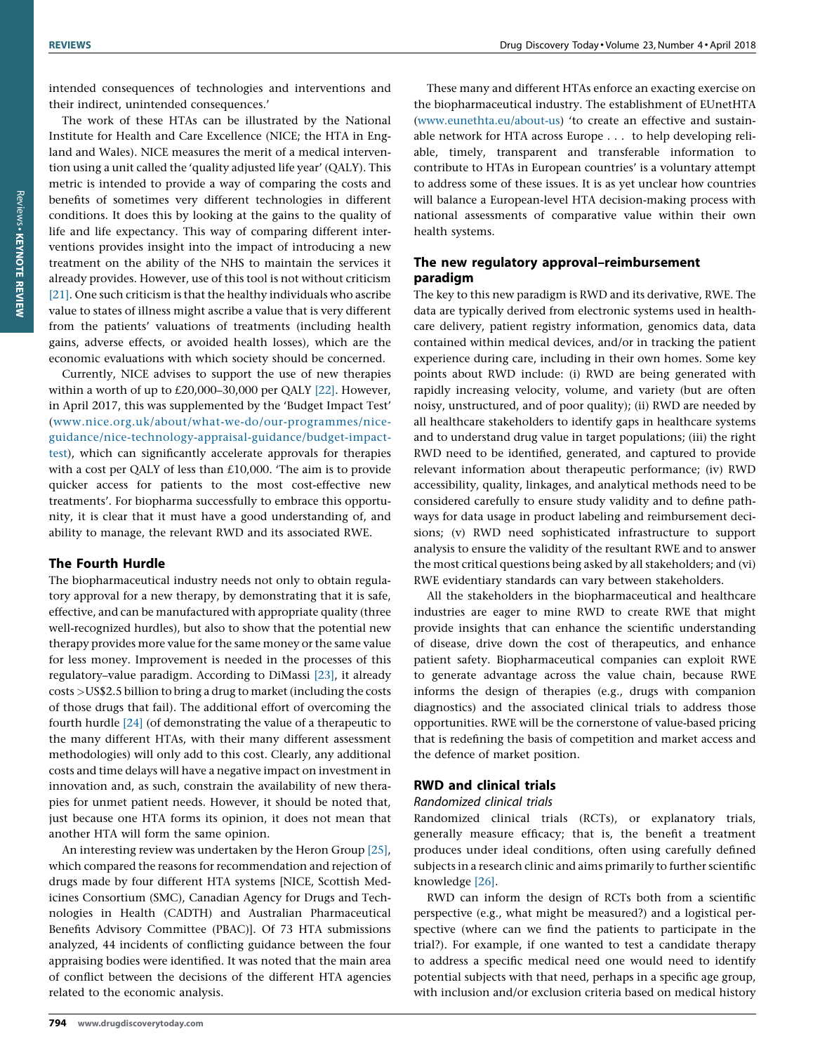intended consequences of technologies and interventions and their indirect, unintended consequences.'

The work of these HTAs can be illustrated by the National Institute for Health and Care Excellence (NICE; the HTA in England and Wales). NICE measures the merit of a medical intervention using a unit called the 'quality adjusted life year' (QALY). This metric is intended to provide a way of comparing the costs and benefits of sometimes very different technologies in different conditions. It does this by looking at the gains to the quality of life and life expectancy. This way of comparing different interventions provides insight into the impact of introducing a new treatment on the ability of the NHS to maintain the services it already provides. However, use of this tool is not without criticism [21]. One such criticism is that the healthy individuals who ascribe value to states of illness might ascribe a value that is very different from the patients' valuations of treatments (including health gains, adverse effects, or avoided health losses), which are the economic evaluations with which society should be concerned.

Currently, NICE advises to support the use of new therapies within a worth of up to £20,000–30,000 per QALY [22]. However, in April 2017, this was supplemented by the 'Budget Impact Test' (www.nice.org.uk/about/what-we-do/our-programmes/nice-guidance/nice-technology-appraisal-guidance/budget-impact-test), which can significantly accelerate approvals for therapies with a cost per QALY of less than £10,000. 'The aim is to provide quicker access for patients to the most cost-effective new treatments'. For biopharma successfully to embrace this opportunity, it is clear that it must have a good understanding of, and ability to manage, the relevant RWD and its associated RWE.

## The Fourth Hurdle

The biopharmaceutical industry needs not only to obtain regulatory approval for a new therapy, by demonstrating that it is safe, effective, and can be manufactured with appropriate quality (three well-recognized hurdles), but also to show that the potential new therapy provides more value for the same money or the same value for less money. Improvement is needed in the processes of this regulatory–value paradigm. According to DiMassi [23], it already costs >US$2.5 billion to bring a drug to market (including the costs of those drugs that fail). The additional effort of overcoming the fourth hurdle [24] (of demonstrating the value of a therapeutic to the many different HTAs, with their many different assessment methodologies) will only add to this cost. Clearly, any additional costs and time delays will have a negative impact on investment in innovation and, as such, constrain the availability of new therapies for unmet patient needs. However, it should be noted that, just because one HTA forms its opinion, it does not mean that another HTA will form the same opinion.

An interesting review was undertaken by the Heron Group [25], which compared the reasons for recommendation and rejection of drugs made by four different HTA systems [NICE, Scottish Medicines Consortium (SMC), Canadian Agency for Drugs and Technologies in Health (CADTH) and Australian Pharmaceutical Benefits Advisory Committee (PBAC)]. Of 73 HTA submissions analyzed, 44 incidents of conflicting guidance between the four appraising bodies were identified. It was noted that the main area of conflict between the decisions of the different HTA agencies related to the economic analysis.

These many and different HTAs enforce an exacting exercise on the biopharmaceutical industry. The establishment of EUnetHTA (www.eunethta.eu/about-us) 'to create an effective and sustainable network for HTA across Europe . . . to help developing reliable, timely, transparent and transferable information to contribute to HTAs in European countries' is a voluntary attempt to address some of these issues. It is as yet unclear how countries will balance a European-level HTA decision-making process with national assessments of comparative value within their own health systems.

## The new regulatory approval–reimbursement paradigm

The key to this new paradigm is RWD and its derivative, RWE. The data are typically derived from electronic systems used in healthcare delivery, patient registry information, genomics data, data contained within medical devices, and/or in tracking the patient experience during care, including in their own homes. Some key points about RWD include: (i) RWD are being generated with rapidly increasing velocity, volume, and variety (but are often noisy, unstructured, and of poor quality); (ii) RWD are needed by all healthcare stakeholders to identify gaps in healthcare systems and to understand drug value in target populations; (iii) the right RWD need to be identified, generated, and captured to provide relevant information about therapeutic performance; (iv) RWD accessibility, quality, linkages, and analytical methods need to be considered carefully to ensure study validity and to define pathways for data usage in product labeling and reimbursement decisions; (v) RWD need sophisticated infrastructure to support analysis to ensure the validity of the resultant RWE and to answer the most critical questions being asked by all stakeholders; and (vi) RWE evidentiary standards can vary between stakeholders.

All the stakeholders in the biopharmaceutical and healthcare industries are eager to mine RWD to create RWE that might provide insights that can enhance the scientific understanding of disease, drive down the cost of therapeutics, and enhance patient safety. Biopharmaceutical companies can exploit RWE to generate advantage across the value chain, because RWE informs the design of therapies (e.g., drugs with companion diagnostics) and the associated clinical trials to address those opportunities. RWE will be the cornerstone of value-based pricing that is redefining the basis of competition and market access and the defence of market position.

## RWD and clinical trials

### *Randomized clinical trials*

Randomized clinical trials (RCTs), or explanatory trials, generally measure efficacy; that is, the benefit a treatment produces under ideal conditions, often using carefully defined subjects in a research clinic and aims primarily to further scientific knowledge [26].

RWD can inform the design of RCTs both from a scientific perspective (e.g., what might be measured?) and a logistical perspective (where can we find the patients to participate in the trial?). For example, if one wanted to test a candidate therapy to address a specific medical need one would need to identify potential subjects with that need, perhaps in a specific age group, with inclusion and/or exclusion criteria based on medical history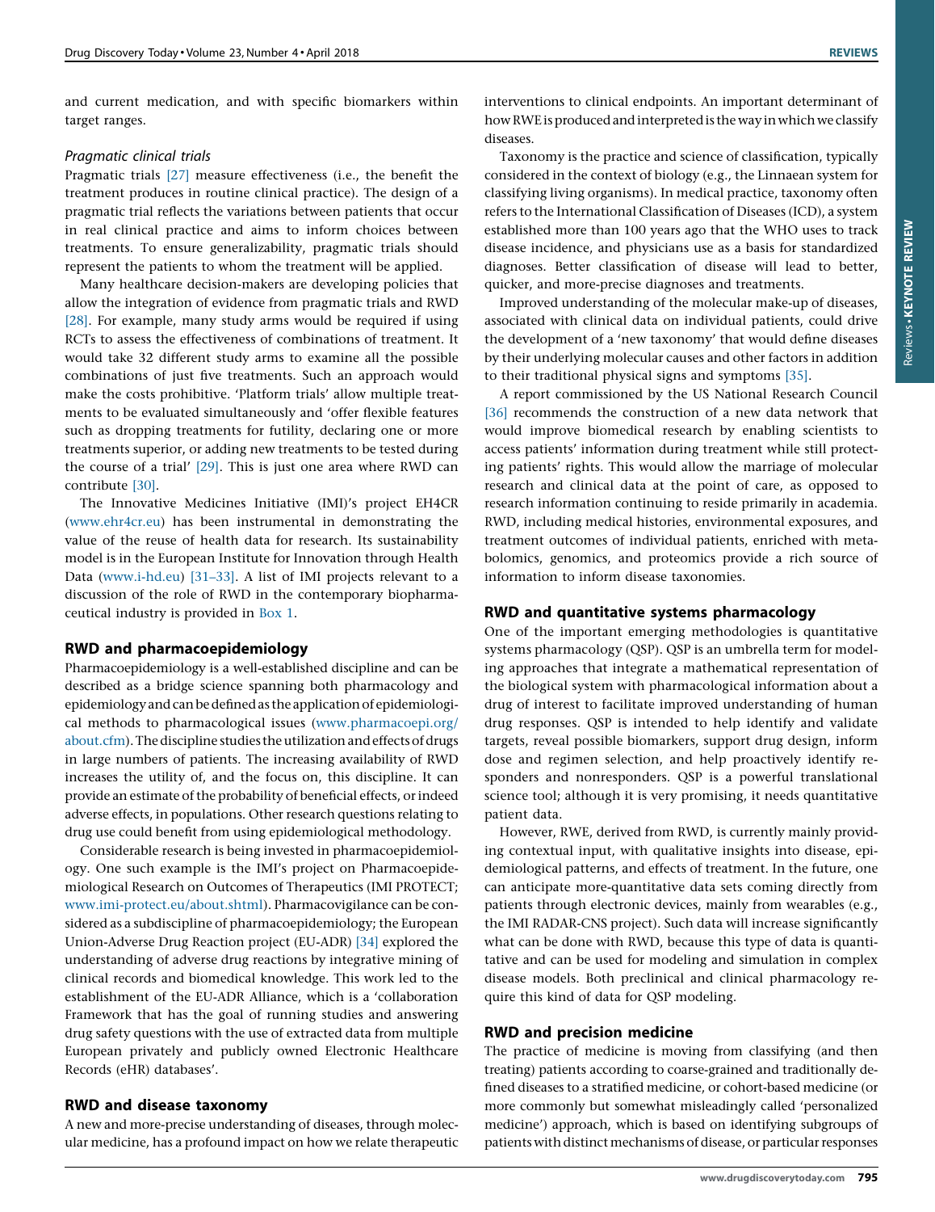and current medication, and with specific biomarkers within target ranges.

### *Pragmatic clinical trials*

Pragmatic trials [27] measure effectiveness (i.e., the benefit the treatment produces in routine clinical practice). The design of a pragmatic trial reflects the variations between patients that occur in real clinical practice and aims to inform choices between treatments. To ensure generalizability, pragmatic trials should represent the patients to whom the treatment will be applied.

Many healthcare decision-makers are developing policies that allow the integration of evidence from pragmatic trials and RWD [28]. For example, many study arms would be required if using RCTs to assess the effectiveness of combinations of treatment. It would take 32 different study arms to examine all the possible combinations of just five treatments. Such an approach would make the costs prohibitive. 'Platform trials' allow multiple treatments to be evaluated simultaneously and 'offer flexible features such as dropping treatments for futility, declaring one or more treatments superior, or adding new treatments to be tested during the course of a trial' [29]. This is just one area where RWD can contribute [30].

The Innovative Medicines Initiative (IMI)'s project EH4CR (www.ehr4cr.eu) has been instrumental in demonstrating the value of the reuse of health data for research. Its sustainability model is in the European Institute for Innovation through Health Data (www.i-hd.eu) [31–33]. A list of IMI projects relevant to a discussion of the role of RWD in the contemporary biopharmaceutical industry is provided in Box 1.

## RWD and pharmacoepidemiology

Pharmacoepidemiology is a well-established discipline and can be described as a bridge science spanning both pharmacology and epidemiology and can be defined as the application of epidemiological methods to pharmacological issues (www.pharmacoepi.org/about.cfm). The discipline studies the utilization and effects of drugs in large numbers of patients. The increasing availability of RWD increases the utility of, and the focus on, this discipline. It can provide an estimate of the probability of beneficial effects, or indeed adverse effects, in populations. Other research questions relating to drug use could benefit from using epidemiological methodology.

Considerable research is being invested in pharmacoepidemiology. One such example is the IMI's project on Pharmacoepidemiological Research on Outcomes of Therapeutics (IMI PROTECT; www.imi-protect.eu/about.shtml). Pharmacovigilance can be considered as a subdiscipline of pharmacoepidemiology; the European Union-Adverse Drug Reaction project (EU-ADR) [34] explored the understanding of adverse drug reactions by integrative mining of clinical records and biomedical knowledge. This work led to the establishment of the EU-ADR Alliance, which is a 'collaboration Framework that has the goal of running studies and answering drug safety questions with the use of extracted data from multiple European privately and publicly owned Electronic Healthcare Records (eHR) databases'.

## RWD and disease taxonomy

A new and more-precise understanding of diseases, through molecular medicine, has a profound impact on how we relate therapeutic interventions to clinical endpoints. An important determinant of how RWE is produced and interpreted is the way in which we classify diseases.

Taxonomy is the practice and science of classification, typically considered in the context of biology (e.g., the Linnaean system for classifying living organisms). In medical practice, taxonomy often refers to the International Classification of Diseases (ICD), a system established more than 100 years ago that the WHO uses to track disease incidence, and physicians use as a basis for standardized diagnoses. Better classification of disease will lead to better, quicker, and more-precise diagnoses and treatments.

Improved understanding of the molecular make-up of diseases, associated with clinical data on individual patients, could drive the development of a 'new taxonomy' that would define diseases by their underlying molecular causes and other factors in addition to their traditional physical signs and symptoms [35].

A report commissioned by the US National Research Council [36] recommends the construction of a new data network that would improve biomedical research by enabling scientists to access patients' information during treatment while still protecting patients' rights. This would allow the marriage of molecular research and clinical data at the point of care, as opposed to research information continuing to reside primarily in academia. RWD, including medical histories, environmental exposures, and treatment outcomes of individual patients, enriched with metabolomics, genomics, and proteomics provide a rich source of information to inform disease taxonomies.

## RWD and quantitative systems pharmacology

One of the important emerging methodologies is quantitative systems pharmacology (QSP). QSP is an umbrella term for modeling approaches that integrate a mathematical representation of the biological system with pharmacological information about a drug of interest to facilitate improved understanding of human drug responses. QSP is intended to help identify and validate targets, reveal possible biomarkers, support drug design, inform dose and regimen selection, and help proactively identify responders and nonresponders. QSP is a powerful translational science tool; although it is very promising, it needs quantitative patient data.

However, RWE, derived from RWD, is currently mainly providing contextual input, with qualitative insights into disease, epidemiological patterns, and effects of treatment. In the future, one can anticipate more-quantitative data sets coming directly from patients through electronic devices, mainly from wearables (e.g., the IMI RADAR-CNS project). Such data will increase significantly what can be done with RWD, because this type of data is quantitative and can be used for modeling and simulation in complex disease models. Both preclinical and clinical pharmacology require this kind of data for QSP modeling.

## RWD and precision medicine

The practice of medicine is moving from classifying (and then treating) patients according to coarse-grained and traditionally defined diseases to a stratified medicine, or cohort-based medicine (or more commonly but somewhat misleadingly called 'personalized medicine') approach, which is based on identifying subgroups of patients with distinct mechanisms of disease, or particular responses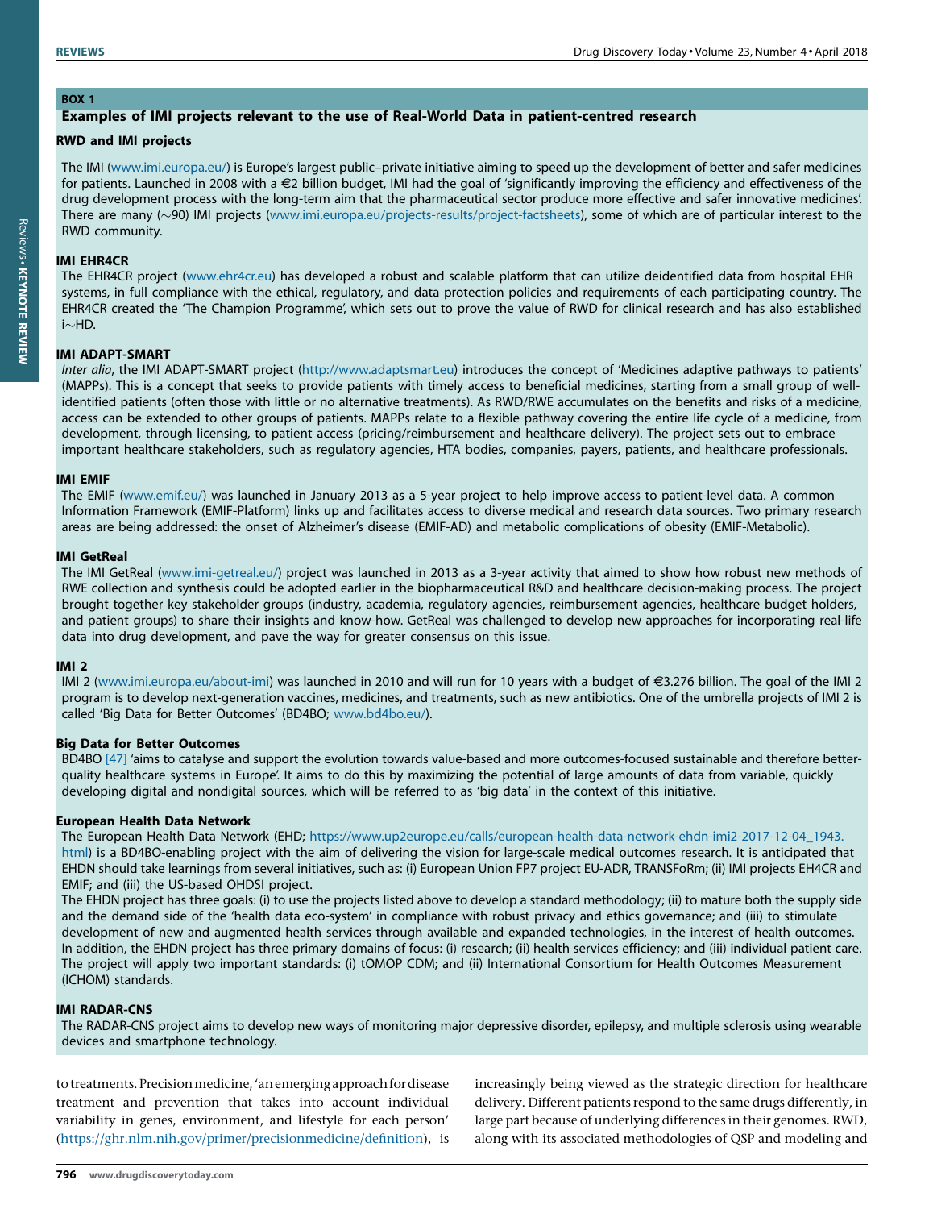**BOX 1**

### Examples of IMI projects relevant to the use of Real-World Data in patient-centred research

#### RWD and IMI projects

The IMI (www.imi.europa.eu/) is Europe's largest public–private initiative aiming to speed up the development of better and safer medicines for patients. Launched in 2008 with a €2 billion budget, IMI had the goal of 'significantly improving the efficiency and effectiveness of the drug development process with the long-term aim that the pharmaceutical sector produce more effective and safer innovative medicines'. There are many (~90) IMI projects (www.imi.europa.eu/projects-results/project-factsheets), some of which are of particular interest to the RWD community.

#### IMI EHR4CR

The EHR4CR project (www.ehr4cr.eu) has developed a robust and scalable platform that can utilize deidentified data from hospital EHR systems, in full compliance with the ethical, regulatory, and data protection policies and requirements of each participating country. The EHR4CR created the 'The Champion Programme', which sets out to prove the value of RWD for clinical research and has also established i~HD.

#### IMI ADAPT-SMART

*Inter alia*, the IMI ADAPT-SMART project (http://www.adaptsmart.eu) introduces the concept of 'Medicines adaptive pathways to patients' (MAPPs). This is a concept that seeks to provide patients with timely access to beneficial medicines, starting from a small group of well-identified patients (often those with little or no alternative treatments). As RWD/RWE accumulates on the benefits and risks of a medicine, access can be extended to other groups of patients. MAPPs relate to a flexible pathway covering the entire life cycle of a medicine, from development, through licensing, to patient access (pricing/reimbursement and healthcare delivery). The project sets out to embrace important healthcare stakeholders, such as regulatory agencies, HTA bodies, companies, payers, patients, and healthcare professionals.

#### IMI EMIF

The EMIF (www.emif.eu/) was launched in January 2013 as a 5-year project to help improve access to patient-level data. A common Information Framework (EMIF-Platform) links up and facilitates access to diverse medical and research data sources. Two primary research areas are being addressed: the onset of Alzheimer's disease (EMIF-AD) and metabolic complications of obesity (EMIF-Metabolic).

#### IMI GetReal

The IMI GetReal (www.imi-getreal.eu/) project was launched in 2013 as a 3-year activity that aimed to show how robust new methods of RWE collection and synthesis could be adopted earlier in the biopharmaceutical R&D and healthcare decision-making process. The project brought together key stakeholder groups (industry, academia, regulatory agencies, reimbursement agencies, healthcare budget holders, and patient groups) to share their insights and know-how. GetReal was challenged to develop new approaches for incorporating real-life data into drug development, and pave the way for greater consensus on this issue.

#### IMI 2

IMI 2 (www.imi.europa.eu/about-imi) was launched in 2010 and will run for 10 years with a budget of €3.276 billion. The goal of the IMI 2 program is to develop next-generation vaccines, medicines, and treatments, such as new antibiotics. One of the umbrella projects of IMI 2 is called 'Big Data for Better Outcomes' (BD4BO; www.bd4bo.eu/).

#### Big Data for Better Outcomes

BD4BO [47] 'aims to catalyse and support the evolution towards value-based and more outcomes-focused sustainable and therefore better-quality healthcare systems in Europe'. It aims to do this by maximizing the potential of large amounts of data from variable, quickly developing digital and nondigital sources, which will be referred to as 'big data' in the context of this initiative.

#### European Health Data Network

The European Health Data Network (EHD; https://www.up2europe.eu/calls/european-health-data-network-ehdn-imi2-2017-12-04_1943.html) is a BD4BO-enabling project with the aim of delivering the vision for large-scale medical outcomes research. It is anticipated that EHDN should take learnings from several initiatives, such as: (i) European Union FP7 project EU-ADR, TRANSFoRm; (ii) IMI projects EH4CR and EMIF; and (iii) the US-based OHDSI project.

The EHDN project has three goals: (i) to use the projects listed above to develop a standard methodology; (ii) to mature both the supply side and the demand side of the 'health data eco-system' in compliance with robust privacy and ethics governance; and (iii) to stimulate development of new and augmented health services through available and expanded technologies, in the interest of health outcomes. In addition, the EHDN project has three primary domains of focus: (i) research; (ii) health services efficiency; and (iii) individual patient care. The project will apply two important standards: (i) tOMOP CDM; and (ii) International Consortium for Health Outcomes Measurement (ICHOM) standards.

#### IMI RADAR-CNS

The RADAR-CNS project aims to develop new ways of monitoring major depressive disorder, epilepsy, and multiple sclerosis using wearable devices and smartphone technology.

---

to treatments. Precision medicine, 'an emerging approach for disease treatment and prevention that takes into account individual variability in genes, environment, and lifestyle for each person' (https://ghr.nlm.nih.gov/primer/precisionmedicine/definition), is increasingly being viewed as the strategic direction for healthcare delivery. Different patients respond to the same drugs differently, in large part because of underlying differences in their genomes. RWD, along with its associated methodologies of QSP and modeling and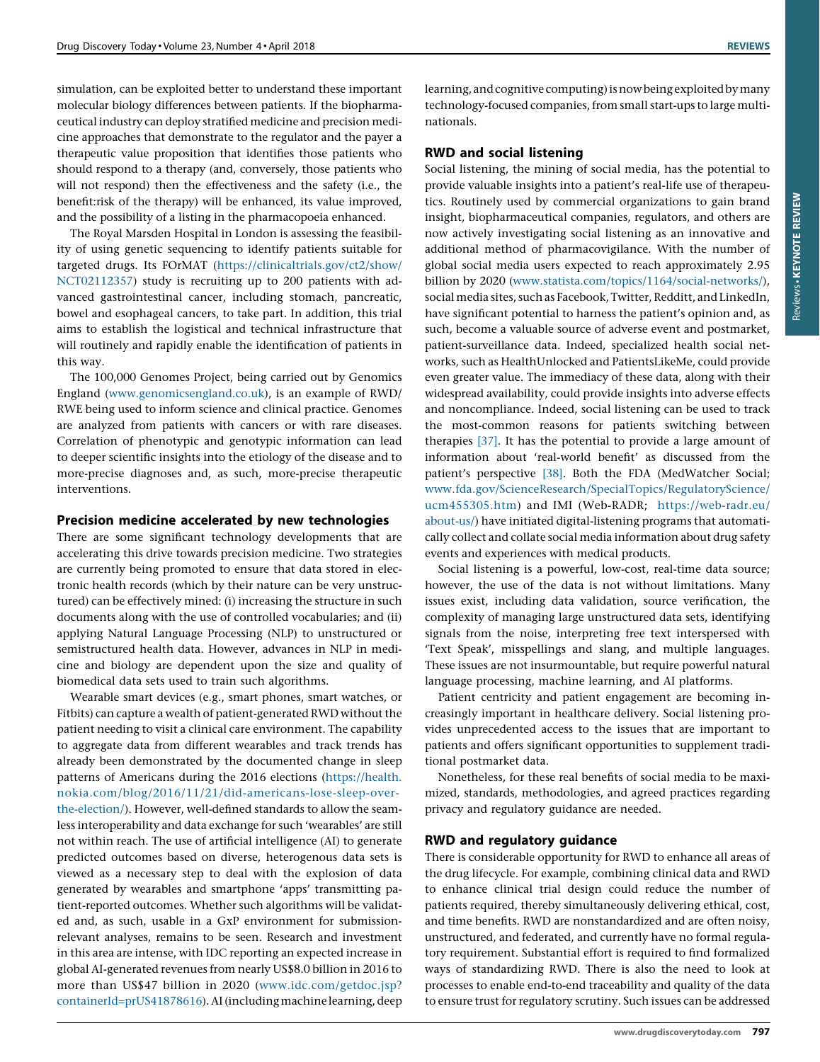simulation, can be exploited better to understand these important molecular biology differences between patients. If the biopharmaceutical industry can deploy stratified medicine and precision medicine approaches that demonstrate to the regulator and the payer a therapeutic value proposition that identifies those patients who should respond to a therapy (and, conversely, those patients who will not respond) then the effectiveness and the safety (i.e., the benefit:risk of the therapy) will be enhanced, its value improved, and the possibility of a listing in the pharmacopoeia enhanced.

The Royal Marsden Hospital in London is assessing the feasibility of using genetic sequencing to identify patients suitable for targeted drugs. Its FOrMAT (https://clinicaltrials.gov/ct2/show/NCT02112357) study is recruiting up to 200 patients with advanced gastrointestinal cancer, including stomach, pancreatic, bowel and esophageal cancers, to take part. In addition, this trial aims to establish the logistical and technical infrastructure that will routinely and rapidly enable the identification of patients in this way.

The 100,000 Genomes Project, being carried out by Genomics England (www.genomicsengland.co.uk), is an example of RWD/RWE being used to inform science and clinical practice. Genomes are analyzed from patients with cancers or with rare diseases. Correlation of phenotypic and genotypic information can lead to deeper scientific insights into the etiology of the disease and to more-precise diagnoses and, as such, more-precise therapeutic interventions.

## Precision medicine accelerated by new technologies

There are some significant technology developments that are accelerating this drive towards precision medicine. Two strategies are currently being promoted to ensure that data stored in electronic health records (which by their nature can be very unstructured) can be effectively mined: (i) increasing the structure in such documents along with the use of controlled vocabularies; and (ii) applying Natural Language Processing (NLP) to unstructured or semistructured health data. However, advances in NLP in medicine and biology are dependent upon the size and quality of biomedical data sets used to train such algorithms.

Wearable smart devices (e.g., smart phones, smart watches, or Fitbits) can capture a wealth of patient-generated RWD without the patient needing to visit a clinical care environment. The capability to aggregate data from different wearables and track trends has already been demonstrated by the documented change in sleep patterns of Americans during the 2016 elections (https://health.nokia.com/blog/2016/11/21/did-americans-lose-sleep-over-the-election/). However, well-defined standards to allow the seamless interoperability and data exchange for such 'wearables' are still not within reach. The use of artificial intelligence (AI) to generate predicted outcomes based on diverse, heterogenous data sets is viewed as a necessary step to deal with the explosion of data generated by wearables and smartphone 'apps' transmitting patient-reported outcomes. Whether such algorithms will be validated and, as such, usable in a GxP environment for submission-relevant analyses, remains to be seen. Research and investment in this area are intense, with IDC reporting an expected increase in global AI-generated revenues from nearly US$8.0 billion in 2016 to more than US$47 billion in 2020 (www.idc.com/getdoc.jsp?containerId=prUS41878616). AI (including machine learning, deep learning, and cognitive computing) is now being exploited by many technology-focused companies, from small start-ups to large multinationals.

## RWD and social listening

Social listening, the mining of social media, has the potential to provide valuable insights into a patient's real-life use of therapeutics. Routinely used by commercial organizations to gain brand insight, biopharmaceutical companies, regulators, and others are now actively investigating social listening as an innovative and additional method of pharmacovigilance. With the number of global social media users expected to reach approximately 2.95 billion by 2020 (www.statista.com/topics/1164/social-networks/), social media sites, such as Facebook, Twitter, Redditt, and LinkedIn, have significant potential to harness the patient's opinion and, as such, become a valuable source of adverse event and postmarket, patient-surveillance data. Indeed, specialized health social networks, such as HealthUnlocked and PatientsLikeMe, could provide even greater value. The immediacy of these data, along with their widespread availability, could provide insights into adverse effects and noncompliance. Indeed, social listening can be used to track the most-common reasons for patients switching between therapies [37]. It has the potential to provide a large amount of information about 'real-world benefit' as discussed from the patient's perspective [38]. Both the FDA (MedWatcher Social; www.fda.gov/ScienceResearch/SpecialTopics/RegulatoryScience/ucm455305.htm) and IMI (Web-RADR; https://web-radr.eu/about-us/) have initiated digital-listening programs that automatically collect and collate social media information about drug safety events and experiences with medical products.

Social listening is a powerful, low-cost, real-time data source; however, the use of the data is not without limitations. Many issues exist, including data validation, source verification, the complexity of managing large unstructured data sets, identifying signals from the noise, interpreting free text interspersed with 'Text Speak', misspellings and slang, and multiple languages. These issues are not insurmountable, but require powerful natural language processing, machine learning, and AI platforms.

Patient centricity and patient engagement are becoming increasingly important in healthcare delivery. Social listening provides unprecedented access to the issues that are important to patients and offers significant opportunities to supplement traditional postmarket data.

Nonetheless, for these real benefits of social media to be maximized, standards, methodologies, and agreed practices regarding privacy and regulatory guidance are needed.

## RWD and regulatory guidance

There is considerable opportunity for RWD to enhance all areas of the drug lifecycle. For example, combining clinical data and RWD to enhance clinical trial design could reduce the number of patients required, thereby simultaneously delivering ethical, cost, and time benefits. RWD are nonstandardized and are often noisy, unstructured, and federated, and currently have no formal regulatory requirement. Substantial effort is required to find formalized ways of standardizing RWD. There is also the need to look at processes to enable end-to-end traceability and quality of the data to ensure trust for regulatory scrutiny. Such issues can be addressed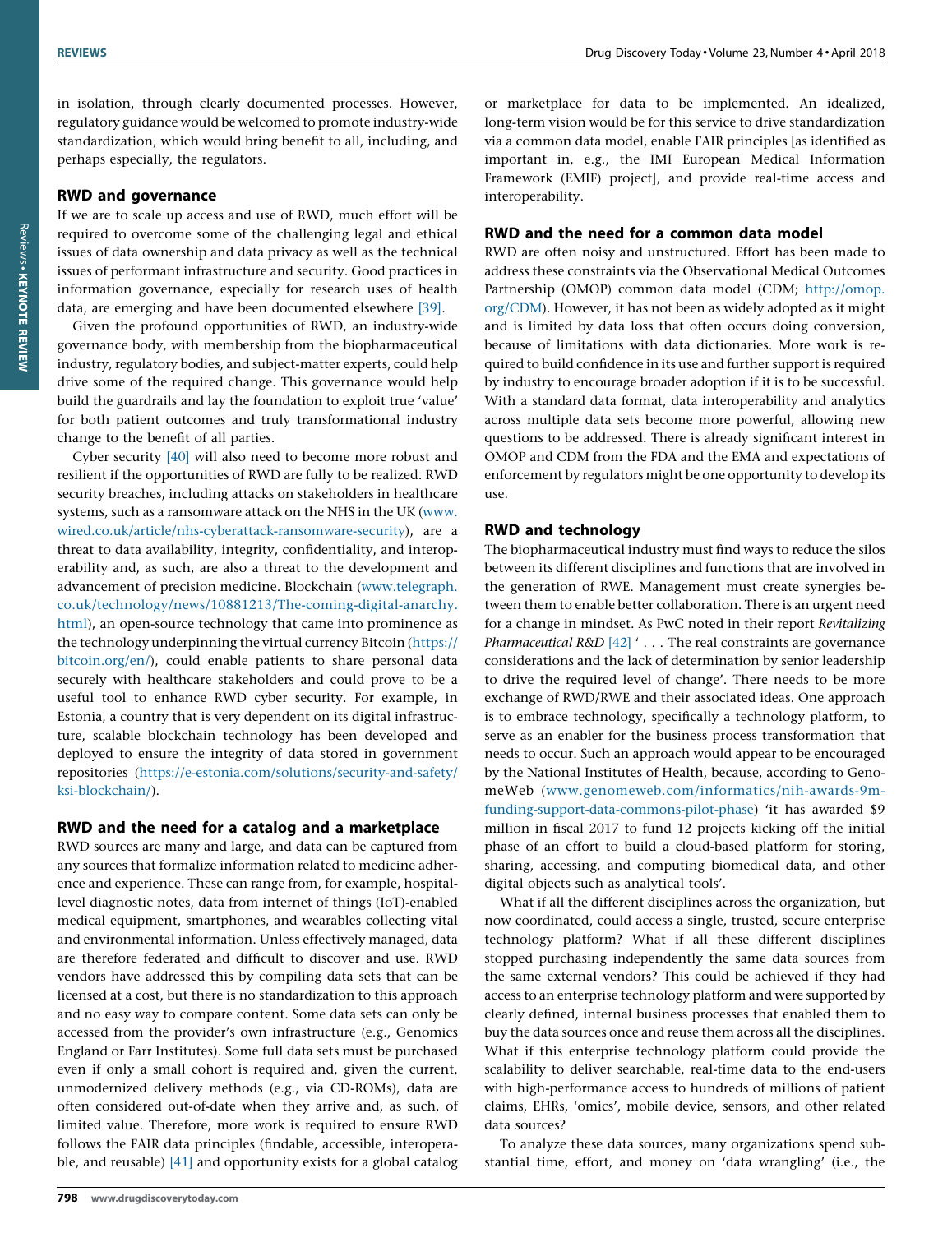in isolation, through clearly documented processes. However, regulatory guidance would be welcomed to promote industry-wide standardization, which would bring benefit to all, including, and perhaps especially, the regulators.

## RWD and governance

If we are to scale up access and use of RWD, much effort will be required to overcome some of the challenging legal and ethical issues of data ownership and data privacy as well as the technical issues of performant infrastructure and security. Good practices in information governance, especially for research uses of health data, are emerging and have been documented elsewhere [39].

Given the profound opportunities of RWD, an industry-wide governance body, with membership from the biopharmaceutical industry, regulatory bodies, and subject-matter experts, could help drive some of the required change. This governance would help build the guardrails and lay the foundation to exploit true 'value' for both patient outcomes and truly transformational industry change to the benefit of all parties.

Cyber security [40] will also need to become more robust and resilient if the opportunities of RWD are fully to be realized. RWD security breaches, including attacks on stakeholders in healthcare systems, such as a ransomware attack on the NHS in the UK (www.wired.co.uk/article/nhs-cyberattack-ransomware-security), are a threat to data availability, integrity, confidentiality, and interoperability and, as such, are also a threat to the development and advancement of precision medicine. Blockchain (www.telegraph.co.uk/technology/news/10881213/The-coming-digital-anarchy.html), an open-source technology that came into prominence as the technology underpinning the virtual currency Bitcoin (https://bitcoin.org/en/), could enable patients to share personal data securely with healthcare stakeholders and could prove to be a useful tool to enhance RWD cyber security. For example, in Estonia, a country that is very dependent on its digital infrastructure, scalable blockchain technology has been developed and deployed to ensure the integrity of data stored in government repositories (https://e-estonia.com/solutions/security-and-safety/ksi-blockchain/).

## RWD and the need for a catalog and a marketplace

RWD sources are many and large, and data can be captured from any sources that formalize information related to medicine adherence and experience. These can range from, for example, hospital-level diagnostic notes, data from internet of things (IoT)-enabled medical equipment, smartphones, and wearables collecting vital and environmental information. Unless effectively managed, data are therefore federated and difficult to discover and use. RWD vendors have addressed this by compiling data sets that can be licensed at a cost, but there is no standardization to this approach and no easy way to compare content. Some data sets can only be accessed from the provider's own infrastructure (e.g., Genomics England or Farr Institutes). Some full data sets must be purchased even if only a small cohort is required and, given the current, unmodernized delivery methods (e.g., via CD-ROMs), data are often considered out-of-date when they arrive and, as such, of limited value. Therefore, more work is required to ensure RWD follows the FAIR data principles (findable, accessible, interoperable, and reusable) [41] and opportunity exists for a global catalog or marketplace for data to be implemented. An idealized, long-term vision would be for this service to drive standardization via a common data model, enable FAIR principles [as identified as important in, e.g., the IMI European Medical Information Framework (EMIF) project], and provide real-time access and interoperability.

## RWD and the need for a common data model

RWD are often noisy and unstructured. Effort has been made to address these constraints via the Observational Medical Outcomes Partnership (OMOP) common data model (CDM; http://omop.org/CDM). However, it has not been as widely adopted as it might and is limited by data loss that often occurs doing conversion, because of limitations with data dictionaries. More work is required to build confidence in its use and further support is required by industry to encourage broader adoption if it is to be successful. With a standard data format, data interoperability and analytics across multiple data sets become more powerful, allowing new questions to be addressed. There is already significant interest in OMOP and CDM from the FDA and the EMA and expectations of enforcement by regulators might be one opportunity to develop its use.

## RWD and technology

The biopharmaceutical industry must find ways to reduce the silos between its different disciplines and functions that are involved in the generation of RWE. Management must create synergies between them to enable better collaboration. There is an urgent need for a change in mindset. As PwC noted in their report *Revitalizing Pharmaceutical R&D* [42] '. . . The real constraints are governance considerations and the lack of determination by senior leadership to drive the required level of change'. There needs to be more exchange of RWD/RWE and their associated ideas. One approach is to embrace technology, specifically a technology platform, to serve as an enabler for the business process transformation that needs to occur. Such an approach would appear to be encouraged by the National Institutes of Health, because, according to GenomeWeb (www.genomeweb.com/informatics/nih-awards-9m-funding-support-data-commons-pilot-phase) 'it has awarded $9 million in fiscal 2017 to fund 12 projects kicking off the initial phase of an effort to build a cloud-based platform for storing, sharing, accessing, and computing biomedical data, and other digital objects such as analytical tools'.

What if all the different disciplines across the organization, but now coordinated, could access a single, trusted, secure enterprise technology platform? What if all these different disciplines stopped purchasing independently the same data sources from the same external vendors? This could be achieved if they had access to an enterprise technology platform and were supported by clearly defined, internal business processes that enabled them to buy the data sources once and reuse them across all the disciplines. What if this enterprise technology platform could provide the scalability to deliver searchable, real-time data to the end-users with high-performance access to hundreds of millions of patient claims, EHRs, 'omics', mobile device, sensors, and other related data sources?

To analyze these data sources, many organizations spend substantial time, effort, and money on 'data wrangling' (i.e., the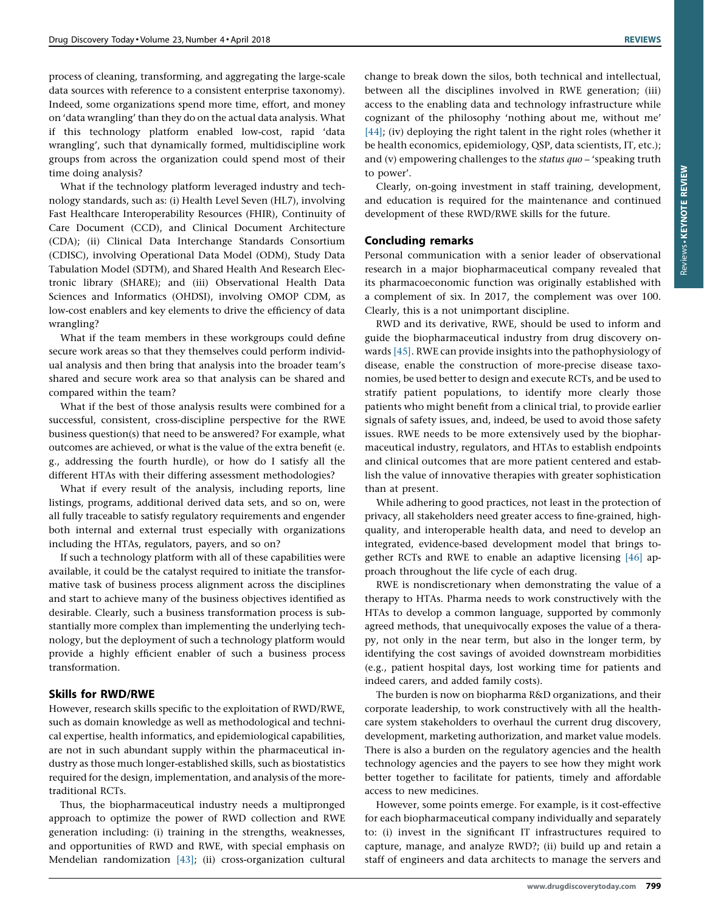process of cleaning, transforming, and aggregating the large-scale data sources with reference to a consistent enterprise taxonomy). Indeed, some organizations spend more time, effort, and money on 'data wrangling' than they do on the actual data analysis. What if this technology platform enabled low-cost, rapid 'data wrangling', such that dynamically formed, multidiscipline work groups from across the organization could spend most of their time doing analysis?

What if the technology platform leveraged industry and technology standards, such as: (i) Health Level Seven (HL7), involving Fast Healthcare Interoperability Resources (FHIR), Continuity of Care Document (CCD), and Clinical Document Architecture (CDA); (ii) Clinical Data Interchange Standards Consortium (CDISC), involving Operational Data Model (ODM), Study Data Tabulation Model (SDTM), and Shared Health And Research Electronic library (SHARE); and (iii) Observational Health Data Sciences and Informatics (OHDSI), involving OMOP CDM, as low-cost enablers and key elements to drive the efficiency of data wrangling?

What if the team members in these workgroups could define secure work areas so that they themselves could perform individual analysis and then bring that analysis into the broader team's shared and secure work area so that analysis can be shared and compared within the team?

What if the best of those analysis results were combined for a successful, consistent, cross-discipline perspective for the RWE business question(s) that need to be answered? For example, what outcomes are achieved, or what is the value of the extra benefit (e.g., addressing the fourth hurdle), or how do I satisfy all the different HTAs with their differing assessment methodologies?

What if every result of the analysis, including reports, line listings, programs, additional derived data sets, and so on, were all fully traceable to satisfy regulatory requirements and engender both internal and external trust especially with organizations including the HTAs, regulators, payers, and so on?

If such a technology platform with all of these capabilities were available, it could be the catalyst required to initiate the transformative task of business process alignment across the disciplines and start to achieve many of the business objectives identified as desirable. Clearly, such a business transformation process is substantially more complex than implementing the underlying technology, but the deployment of such a technology platform would provide a highly efficient enabler of such a business process transformation.

## Skills for RWD/RWE

However, research skills specific to the exploitation of RWD/RWE, such as domain knowledge as well as methodological and technical expertise, health informatics, and epidemiological capabilities, are not in such abundant supply within the pharmaceutical industry as those much longer-established skills, such as biostatistics required for the design, implementation, and analysis of the more-traditional RCTs.

Thus, the biopharmaceutical industry needs a multipronged approach to optimize the power of RWD collection and RWE generation including: (i) training in the strengths, weaknesses, and opportunities of RWD and RWE, with special emphasis on Mendelian randomization [43]; (ii) cross-organization cultural change to break down the silos, both technical and intellectual, between all the disciplines involved in RWE generation; (iii) access to the enabling data and technology infrastructure while cognizant of the philosophy 'nothing about me, without me' [44]; (iv) deploying the right talent in the right roles (whether it be health economics, epidemiology, QSP, data scientists, IT, etc.); and (v) empowering challenges to the *status quo* – 'speaking truth to power'.

Clearly, on-going investment in staff training, development, and education is required for the maintenance and continued development of these RWD/RWE skills for the future.

## Concluding remarks

Personal communication with a senior leader of observational research in a major biopharmaceutical company revealed that its pharmacoeconomic function was originally established with a complement of six. In 2017, the complement was over 100. Clearly, this is a not unimportant discipline.

RWD and its derivative, RWE, should be used to inform and guide the biopharmaceutical industry from drug discovery onwards [45]. RWE can provide insights into the pathophysiology of disease, enable the construction of more-precise disease taxonomies, be used better to design and execute RCTs, and be used to stratify patient populations, to identify more clearly those patients who might benefit from a clinical trial, to provide earlier signals of safety issues, and, indeed, be used to avoid those safety issues. RWE needs to be more extensively used by the biopharmaceutical industry, regulators, and HTAs to establish endpoints and clinical outcomes that are more patient centered and establish the value of innovative therapies with greater sophistication than at present.

While adhering to good practices, not least in the protection of privacy, all stakeholders need greater access to fine-grained, high-quality, and interoperable health data, and need to develop an integrated, evidence-based development model that brings together RCTs and RWE to enable an adaptive licensing [46] approach throughout the life cycle of each drug.

RWE is nondiscretionary when demonstrating the value of a therapy to HTAs. Pharma needs to work constructively with the HTAs to develop a common language, supported by commonly agreed methods, that unequivocally exposes the value of a therapy, not only in the near term, but also in the longer term, by identifying the cost savings of avoided downstream morbidities (e.g., patient hospital days, lost working time for patients and indeed carers, and added family costs).

The burden is now on biopharma R&D organizations, and their corporate leadership, to work constructively with all the healthcare system stakeholders to overhaul the current drug discovery, development, marketing authorization, and market value models. There is also a burden on the regulatory agencies and the health technology agencies and the payers to see how they might work better together to facilitate for patients, timely and affordable access to new medicines.

However, some points emerge. For example, is it cost-effective for each biopharmaceutical company individually and separately to: (i) invest in the significant IT infrastructures required to capture, manage, and analyze RWD?; (ii) build up and retain a staff of engineers and data architects to manage the servers and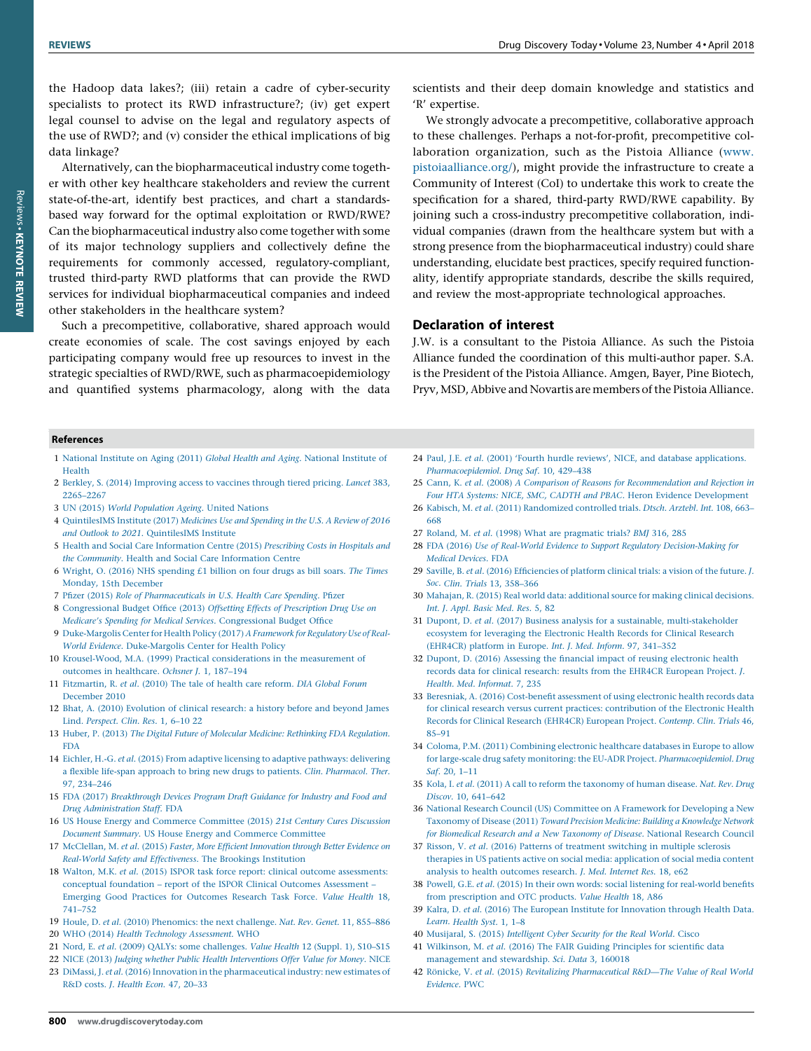the Hadoop data lakes?; (iii) retain a cadre of cyber-security specialists to protect its RWD infrastructure?; (iv) get expert legal counsel to advise on the legal and regulatory aspects of the use of RWD?; and (v) consider the ethical implications of big data linkage?

Alternatively, can the biopharmaceutical industry come together with other key healthcare stakeholders and review the current state-of-the-art, identify best practices, and chart a standards-based way forward for the optimal exploitation or RWD/RWE? Can the biopharmaceutical industry also come together with some of its major technology suppliers and collectively define the requirements for commonly accessed, regulatory-compliant, trusted third-party RWD platforms that can provide the RWD services for individual biopharmaceutical companies and indeed other stakeholders in the healthcare system?

Such a precompetitive, collaborative, shared approach would create economies of scale. The cost savings enjoyed by each participating company would free up resources to invest in the strategic specialties of RWD/RWE, such as pharmacoepidemiology and quantified systems pharmacology, along with the data scientists and their deep domain knowledge and statistics and 'R' expertise.

We strongly advocate a precompetitive, collaborative approach to these challenges. Perhaps a not-for-profit, precompetitive collaboration organization, such as the Pistoia Alliance (www.pistoiaalliance.org/), might provide the infrastructure to create a Community of Interest (CoI) to undertake this work to create the specification for a shared, third-party RWD/RWE capability. By joining such a cross-industry precompetitive collaboration, individual companies (drawn from the healthcare system but with a strong presence from the biopharmaceutical industry) could share understanding, elucidate best practices, specify required functionality, identify appropriate standards, describe the skills required, and review the most-appropriate technological approaches.

## Declaration of interest

J.W. is a consultant to the Pistoia Alliance. As such the Pistoia Alliance funded the coordination of this multi-author paper. S.A. is the President of the Pistoia Alliance. Amgen, Bayer, Pine Biotech, Pryv, MSD, Abbive and Novartis are members of the Pistoia Alliance.

## References

1. National Institute on Aging (2011) *Global Health and Aging*. National Institute of Health
2. Berkley, S. (2014) Improving access to vaccines through tiered pricing. *Lancet* 383, 2265–2267
3. UN (2015) *World Population Ageing*. United Nations
4. QuintilesIMS Institute (2017) *Medicines Use and Spending in the U.S. A Review of 2016 and Outlook to 2021*. QuintilesIMS Institute
5. Health and Social Care Information Centre (2015) *Prescribing Costs in Hospitals and the Community*. Health and Social Care Information Centre
6. Wright, O. (2016) NHS spending £1 billion on four drugs as bill soars. *The Times* Monday, 15th December
7. Pfizer (2015) *Role of Pharmaceuticals in U.S. Health Care Spending*. Pfizer
8. Congressional Budget Office (2013) *Offsetting Effects of Prescription Drug Use on Medicare's Spending for Medical Services*. Congressional Budget Office
9. Duke-Margolis Center for Health Policy (2017) *A Framework for Regulatory Use of Real-World Evidence*. Duke-Margolis Center for Health Policy
10. Krousel-Wood, M.A. (1999) Practical considerations in the measurement of outcomes in healthcare. *Ochsner J.* 1, 187–194
11. Fitzmartin, R. *et al.* (2010) The tale of health care reform. *DIA Global Forum* December 2010
12. Bhat, A. (2010) Evolution of clinical research: a history before and beyond James Lind. *Perspect. Clin. Res.* 1, 6–10 22
13. Huber, P. (2013) *The Digital Future of Molecular Medicine: Rethinking FDA Regulation*. FDA
14. Eichler, H.-G. *et al.* (2015) From adaptive licensing to adaptive pathways: delivering a flexible life-span approach to bring new drugs to patients. *Clin. Pharmacol. Ther.* 97, 234–246
15. FDA (2017) *Breakthrough Devices Program Draft Guidance for Industry and Food and Drug Administration Staff*. FDA
16. US House Energy and Commerce Committee (2015) *21st Century Cures Discussion Document Summary*. US House Energy and Commerce Committee
17. McClellan, M. *et al.* (2015) *Faster, More Efficient Innovation through Better Evidence on Real-World Safety and Effectiveness*. The Brookings Institution
18. Walton, M.K. *et al.* (2015) ISPOR task force report: clinical outcome assessments: conceptual foundation – report of the ISPOR Clinical Outcomes Assessment – Emerging Good Practices for Outcomes Research Task Force. *Value Health* 18, 741–752
19. Houle, D. *et al.* (2010) Phenomics: the next challenge. *Nat. Rev. Genet.* 11, 855–886
20. WHO (2014) *Health Technology Assessment*. WHO
21. Nord, E. *et al.* (2009) QALYs: some challenges. *Value Health* 12 (Suppl. 1), S10–S15
22. NICE (2013) *Judging whether Public Health Interventions Offer Value for Money*. NICE
23. DiMassi, J. *et al.* (2016) Innovation in the pharmaceutical industry: new estimates of R&D costs. *J. Health Econ.* 47, 20–33
24. Paul, J.E. *et al.* (2001) 'Fourth hurdle reviews', NICE, and database applications. *Pharmacoepidemiol. Drug Saf.* 10, 429–438
25. Cann, K. *et al.* (2008) *A Comparison of Reasons for Recommendation and Rejection in Four HTA Systems: NICE, SMC, CADTH and PBAC*. Heron Evidence Development
26. Kabisch, M. *et al.* (2011) Randomized controlled trials. *Dtsch. Arztebl. Int.* 108, 663–668
27. Roland, M. *et al.* (1998) What are pragmatic trials? *BMJ* 316, 285
28. FDA (2016) *Use of Real-World Evidence to Support Regulatory Decision-Making for Medical Devices*. FDA
29. Saville, B. *et al.* (2016) Efficiencies of platform clinical trials: a vision of the future. *J. Soc. Clin. Trials* 13, 358–366
30. Mahajan, R. (2015) Real world data: additional source for making clinical decisions. *Int. J. Appl. Basic Med. Res.* 5, 82
31. Dupont, D. *et al.* (2017) Business analysis for a sustainable, multi-stakeholder ecosystem for leveraging the Electronic Health Records for Clinical Research (EHR4CR) platform in Europe. *Int. J. Med. Inform.* 97, 341–352
32. Dupont, D. (2016) Assessing the financial impact of reusing electronic health records data for clinical research: results from the EHR4CR European Project. *J. Health. Med. Informat.* 7, 235
33. Beresniak, A. (2016) Cost-benefit assessment of using electronic health records data for clinical research versus current practices: contribution of the Electronic Health Records for Clinical Research (EHR4CR) European Project. *Contemp. Clin. Trials* 46, 85–91
34. Coloma, P.M. (2011) Combining electronic healthcare databases in Europe to allow for large-scale drug safety monitoring: the EU-ADR Project. *Pharmacoepidemiol. Drug Saf.* 20, 1–11
35. Kola, I. *et al.* (2011) A call to reform the taxonomy of human disease. *Nat. Rev. Drug Discov.* 10, 641–642
36. National Research Council (US) Committee on A Framework for Developing a New Taxonomy of Disease (2011) *Toward Precision Medicine: Building a Knowledge Network for Biomedical Research and a New Taxonomy of Disease*. National Research Council
37. Risson, V. *et al.* (2016) Patterns of treatment switching in multiple sclerosis therapies in US patients active on social media: application of social media content analysis to health outcomes research. *J. Med. Internet Res.* 18, e62
38. Powell, G.E. *et al.* (2015) In their own words: social listening for real-world benefits from prescription and OTC products. *Value Health* 18, A86
39. Kalra, D. *et al.* (2016) The European Institute for Innovation through Health Data. *Learn. Health Syst.* 1, 1–8
40. Musijaral, S. (2015) *Intelligent Cyber Security for the Real World*. Cisco
41. Wilkinson, M. *et al.* (2016) The FAIR Guiding Principles for scientific data management and stewardship. *Sci. Data* 3, 160018
42. Rönicke, V. *et al.* (2015) *Revitalizing Pharmaceutical R&D—The Value of Real World Evidence*. PWC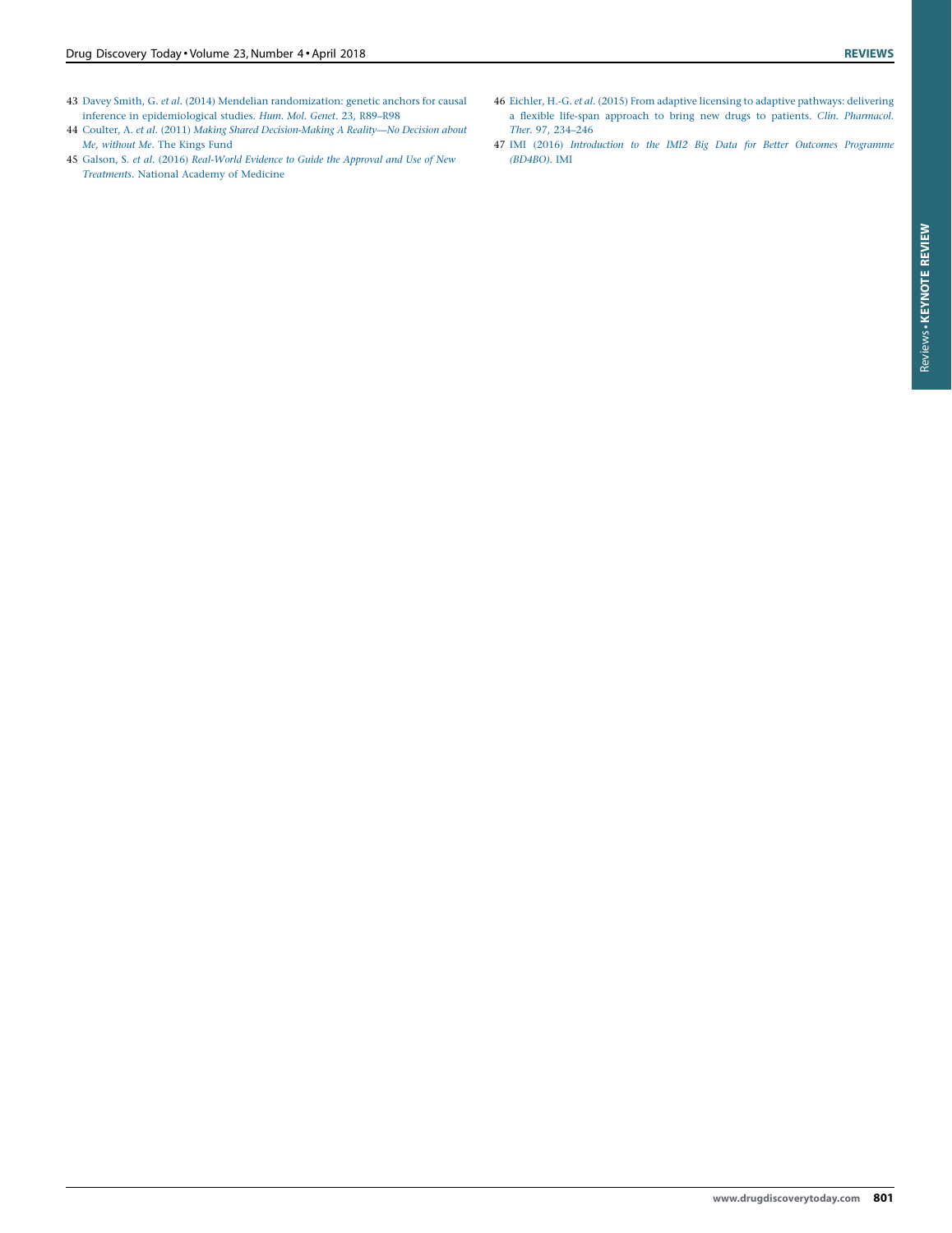43 Davey Smith, G. *et al.* (2014) Mendelian randomization: genetic anchors for causal inference in epidemiological studies. *Hum. Mol. Genet.* 23, R89–R98

44 Coulter, A. *et al.* (2011) *Making Shared Decision-Making A Reality—No Decision about Me, without Me*. The Kings Fund

45 Galson, S. *et al.* (2016) *Real-World Evidence to Guide the Approval and Use of New Treatments*. National Academy of Medicine

46 Eichler, H.-G. *et al.* (2015) From adaptive licensing to adaptive pathways: delivering a flexible life-span approach to bring new drugs to patients. *Clin. Pharmacol. Ther.* 97, 234–246

47 IMI (2016) *Introduction to the IMI2 Big Data for Better Outcomes Programme (BD4BO)*. IMI